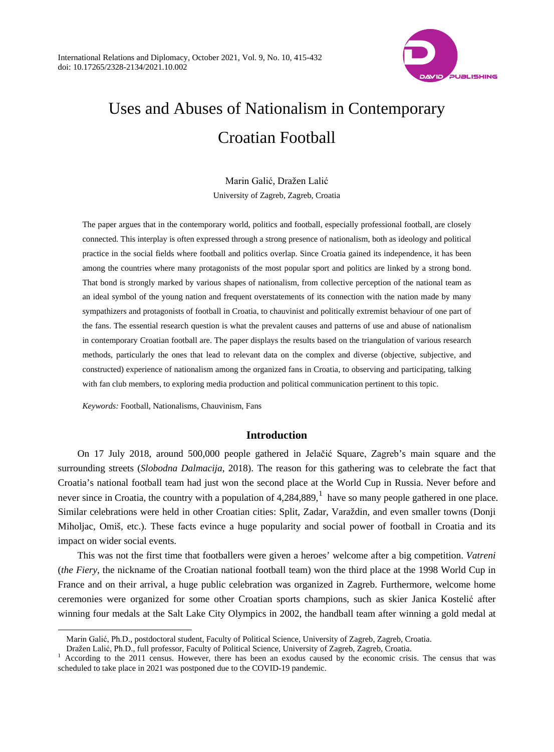# Uses and Abuses of Nationalism in Contemporary Croatian Football

Marin Galić, Dražen Lalić

University of Zagreb, Zagreb, Croatia

The paper argues that in the contemporary world, politics and football, especially professional football, are closely connected. This interplay is often expressed through a strong presence of nationalism, both as ideology and political practice in the social fields where football and politics overlap. Since Croatia gained its independence, it has been among the countries where many protagonists of the most popular sport and politics are linked by a strong bond. That bond is strongly marked by various shapes of nationalism, from collective perception of the national team as an ideal symbol of the young nation and frequent overstatements of its connection with the nation made by many sympathizers and protagonists of football in Croatia, to chauvinist and politically extremist behaviour of one part of the fans. The essential research question is what the prevalent causes and patterns of use and abuse of nationalism in contemporary Croatian football are. The paper displays the results based on the triangulation of various research methods, particularly the ones that lead to relevant data on the complex and diverse (objective, subjective, and constructed) experience of nationalism among the organized fans in Croatia, to observing and participating, talking with fan club members, to exploring media production and political communication pertinent to this topic.

*Keywords:* Football, Nationalisms, Chauvinism, Fans

## Introduction

On 17 July 2018, around 500,000 people gathered in Jelačić Square, Zagreb's main square and the surrounding streets (*Slobodna Dalmacija*, 2018). The reason for this gathering was to celebrate the fact that Croatia's national football team had just won the second place at the World Cup in Russia. Never before and never since in Croatia, the country with a population of 4,284,889,[1] have so many people gathered in one place. Similar celebrations were held in other Croatian cities: Split, Zadar, Varaždin, and even smaller towns (Donji Miholjac, Omiš, etc.). These facts evince a huge popularity and social power of football in Croatia and its impact on wider social events.

This was not the first time that footballers were given a heroes' welcome after a big competition. *Vatreni* (*the Fiery*, the nickname of the Croatian national football team) won the third place at the 1998 World Cup in France and on their arrival, a huge public celebration was organized in Zagreb. Furthermore, welcome home ceremonies were organized for some other Croatian sports champions, such as skier Janica Kostelić after winning four medals at the Salt Lake City Olympics in 2002, the handball team after winning a gold medal at

---

Marin Galić, Ph.D., postdoctoral student, Faculty of Political Science, University of Zagreb, Zagreb, Croatia.

Dražen Lalić, Ph.D., full professor, Faculty of Political Science, University of Zagreb, Zagreb, Croatia.

[1] According to the 2011 census. However, there has been an exodus caused by the economic crisis. The census that was scheduled to take place in 2021 was postponed due to the COVID-19 pandemic.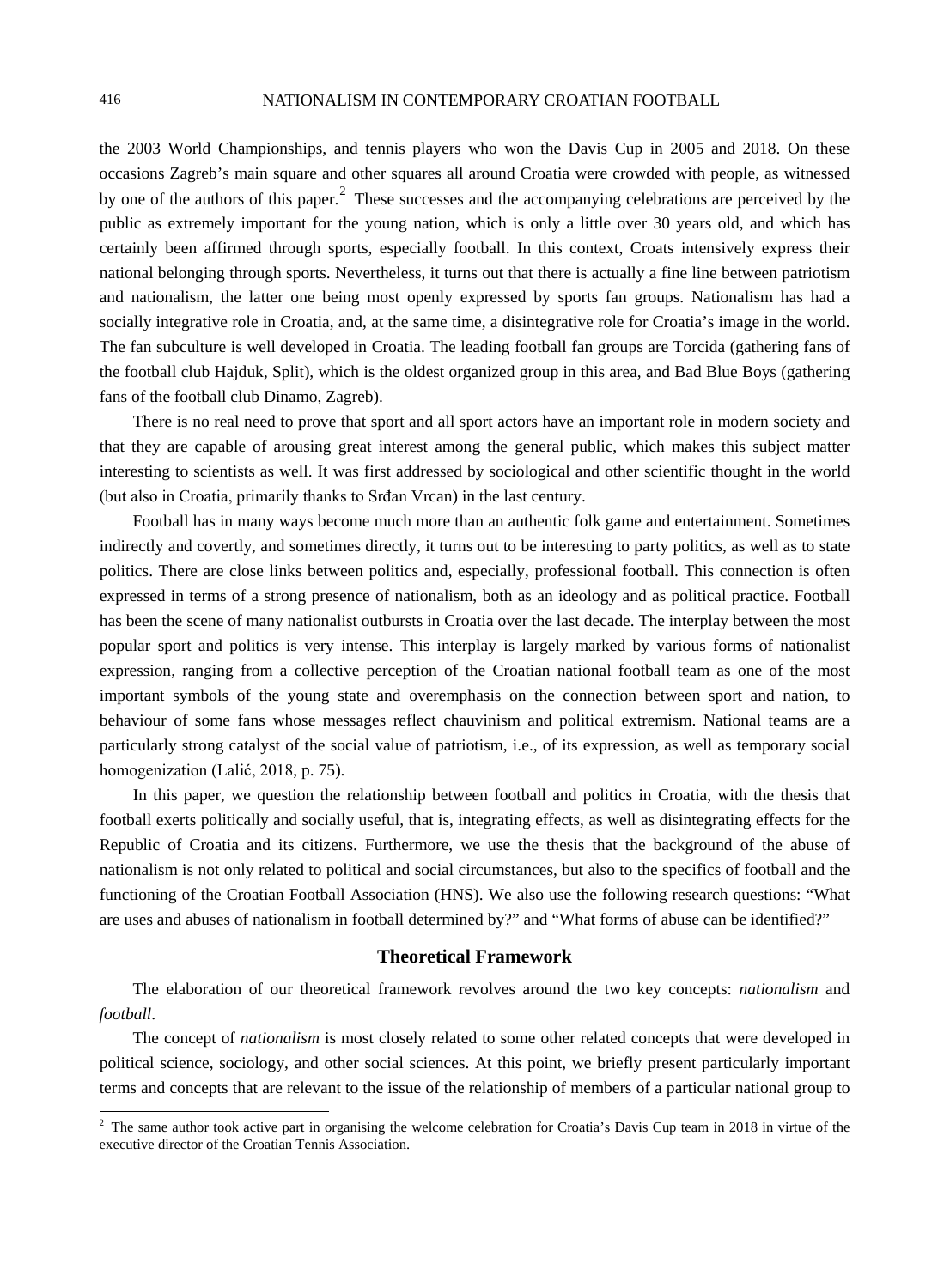the 2003 World Championships, and tennis players who won the Davis Cup in 2005 and 2018. On these occasions Zagreb's main square and other squares all around Croatia were crowded with people, as witnessed by one of the authors of this paper.[2] These successes and the accompanying celebrations are perceived by the public as extremely important for the young nation, which is only a little over 30 years old, and which has certainly been affirmed through sports, especially football. In this context, Croats intensively express their national belonging through sports. Nevertheless, it turns out that there is actually a fine line between patriotism and nationalism, the latter one being most openly expressed by sports fan groups. Nationalism has had a socially integrative role in Croatia, and, at the same time, a disintegrative role for Croatia's image in the world. The fan subculture is well developed in Croatia. The leading football fan groups are Torcida (gathering fans of the football club Hajduk, Split), which is the oldest organized group in this area, and Bad Blue Boys (gathering fans of the football club Dinamo, Zagreb).

There is no real need to prove that sport and all sport actors have an important role in modern society and that they are capable of arousing great interest among the general public, which makes this subject matter interesting to scientists as well. It was first addressed by sociological and other scientific thought in the world (but also in Croatia, primarily thanks to Srđan Vrcan) in the last century.

Football has in many ways become much more than an authentic folk game and entertainment. Sometimes indirectly and covertly, and sometimes directly, it turns out to be interesting to party politics, as well as to state politics. There are close links between politics and, especially, professional football. This connection is often expressed in terms of a strong presence of nationalism, both as an ideology and as political practice. Football has been the scene of many nationalist outbursts in Croatia over the last decade. The interplay between the most popular sport and politics is very intense. This interplay is largely marked by various forms of nationalist expression, ranging from a collective perception of the Croatian national football team as one of the most important symbols of the young state and overemphasis on the connection between sport and nation, to behaviour of some fans whose messages reflect chauvinism and political extremism. National teams are a particularly strong catalyst of the social value of patriotism, i.e., of its expression, as well as temporary social homogenization (Lalić, 2018, p. 75).

In this paper, we question the relationship between football and politics in Croatia, with the thesis that football exerts politically and socially useful, that is, integrating effects, as well as disintegrating effects for the Republic of Croatia and its citizens. Furthermore, we use the thesis that the background of the abuse of nationalism is not only related to political and social circumstances, but also to the specifics of football and the functioning of the Croatian Football Association (HNS). We also use the following research questions: "What are uses and abuses of nationalism in football determined by?" and "What forms of abuse can be identified?"

## Theoretical Framework

The elaboration of our theoretical framework revolves around the two key concepts: *nationalism* and *football*.

The concept of *nationalism* is most closely related to some other related concepts that were developed in political science, sociology, and other social sciences. At this point, we briefly present particularly important terms and concepts that are relevant to the issue of the relationship of members of a particular national group to

[2] The same author took active part in organising the welcome celebration for Croatia's Davis Cup team in 2018 in virtue of the executive director of the Croatian Tennis Association.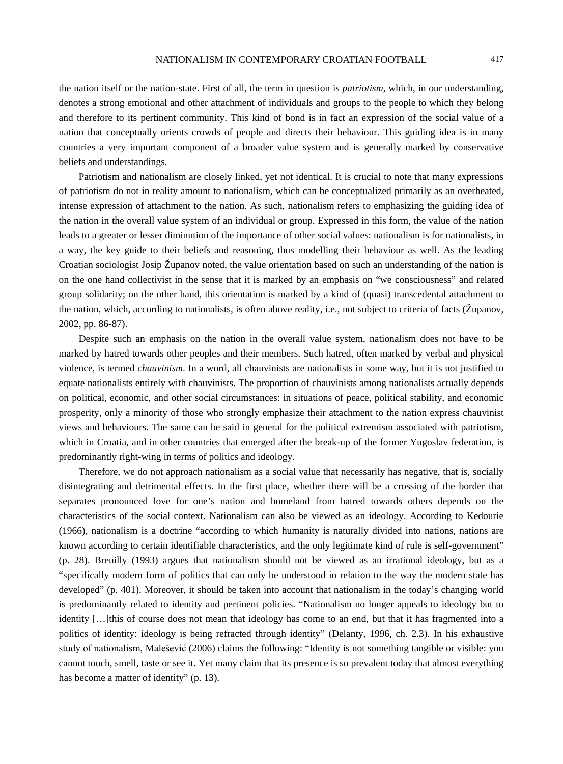the nation itself or the nation-state. First of all, the term in question is *patriotism*, which, in our understanding, denotes a strong emotional and other attachment of individuals and groups to the people to which they belong and therefore to its pertinent community. This kind of bond is in fact an expression of the social value of a nation that conceptually orients crowds of people and directs their behaviour. This guiding idea is in many countries a very important component of a broader value system and is generally marked by conservative beliefs and understandings.

Patriotism and nationalism are closely linked, yet not identical. It is crucial to note that many expressions of patriotism do not in reality amount to nationalism, which can be conceptualized primarily as an overheated, intense expression of attachment to the nation. As such, nationalism refers to emphasizing the guiding idea of the nation in the overall value system of an individual or group. Expressed in this form, the value of the nation leads to a greater or lesser diminution of the importance of other social values: nationalism is for nationalists, in a way, the key guide to their beliefs and reasoning, thus modelling their behaviour as well. As the leading Croatian sociologist Josip Županov noted, the value orientation based on such an understanding of the nation is on the one hand collectivist in the sense that it is marked by an emphasis on "we consciousness" and related group solidarity; on the other hand, this orientation is marked by a kind of (quasi) transcedental attachment to the nation, which, according to nationalists, is often above reality, i.e., not subject to criteria of facts (Županov, 2002, pp. 86-87).

Despite such an emphasis on the nation in the overall value system, nationalism does not have to be marked by hatred towards other peoples and their members. Such hatred, often marked by verbal and physical violence, is termed *chauvinism*. In a word, all chauvinists are nationalists in some way, but it is not justified to equate nationalists entirely with chauvinists. The proportion of chauvinists among nationalists actually depends on political, economic, and other social circumstances: in situations of peace, political stability, and economic prosperity, only a minority of those who strongly emphasize their attachment to the nation express chauvinist views and behaviours. The same can be said in general for the political extremism associated with patriotism, which in Croatia, and in other countries that emerged after the break-up of the former Yugoslav federation, is predominantly right-wing in terms of politics and ideology.

Therefore, we do not approach nationalism as a social value that necessarily has negative, that is, socially disintegrating and detrimental effects. In the first place, whether there will be a crossing of the border that separates pronounced love for one's nation and homeland from hatred towards others depends on the characteristics of the social context. Nationalism can also be viewed as an ideology. According to Kedourie (1966), nationalism is a doctrine "according to which humanity is naturally divided into nations, nations are known according to certain identifiable characteristics, and the only legitimate kind of rule is self-government" (p. 28). Breuilly (1993) argues that nationalism should not be viewed as an irrational ideology, but as a "specifically modern form of politics that can only be understood in relation to the way the modern state has developed" (p. 401). Moreover, it should be taken into account that nationalism in the today's changing world is predominantly related to identity and pertinent policies. "Nationalism no longer appeals to ideology but to identity […]this of course does not mean that ideology has come to an end, but that it has fragmented into a politics of identity: ideology is being refracted through identity" (Delanty, 1996, ch. 2.3). In his exhaustive study of nationalism, Malešević (2006) claims the following: "Identity is not something tangible or visible: you cannot touch, smell, taste or see it. Yet many claim that its presence is so prevalent today that almost everything has become a matter of identity" (p. 13).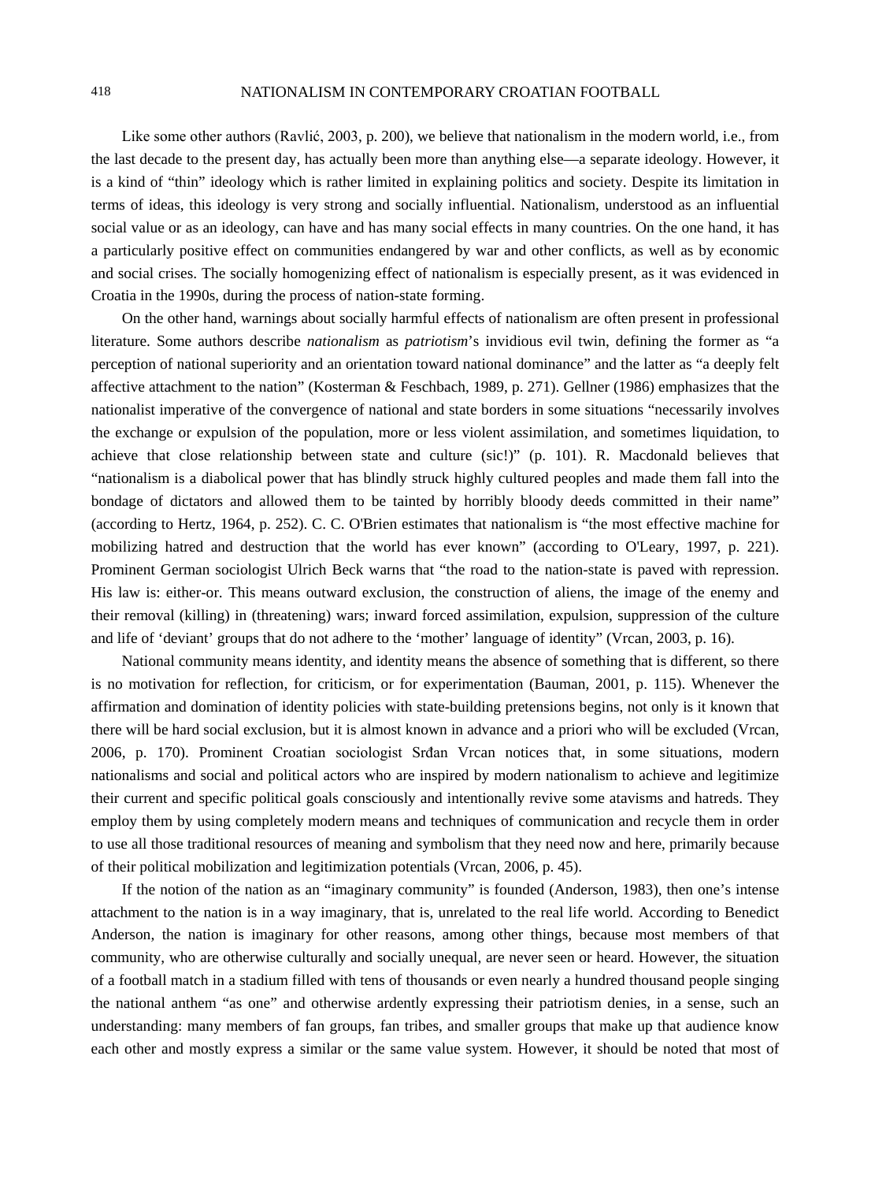Like some other authors (Ravlić, 2003, p. 200), we believe that nationalism in the modern world, i.e., from the last decade to the present day, has actually been more than anything else—a separate ideology. However, it is a kind of "thin" ideology which is rather limited in explaining politics and society. Despite its limitation in terms of ideas, this ideology is very strong and socially influential. Nationalism, understood as an influential social value or as an ideology, can have and has many social effects in many countries. On the one hand, it has a particularly positive effect on communities endangered by war and other conflicts, as well as by economic and social crises. The socially homogenizing effect of nationalism is especially present, as it was evidenced in Croatia in the 1990s, during the process of nation-state forming.

On the other hand, warnings about socially harmful effects of nationalism are often present in professional literature. Some authors describe *nationalism* as *patriotism*'s invidious evil twin, defining the former as "a perception of national superiority and an orientation toward national dominance" and the latter as "a deeply felt affective attachment to the nation" (Kosterman & Feschbach, 1989, p. 271). Gellner (1986) emphasizes that the nationalist imperative of the convergence of national and state borders in some situations "necessarily involves the exchange or expulsion of the population, more or less violent assimilation, and sometimes liquidation, to achieve that close relationship between state and culture (sic!)" (p. 101). R. Macdonald believes that "nationalism is a diabolical power that has blindly struck highly cultured peoples and made them fall into the bondage of dictators and allowed them to be tainted by horribly bloody deeds committed in their name" (according to Hertz, 1964, p. 252). C. C. O'Brien estimates that nationalism is "the most effective machine for mobilizing hatred and destruction that the world has ever known" (according to O'Leary, 1997, p. 221). Prominent German sociologist Ulrich Beck warns that "the road to the nation-state is paved with repression. His law is: either-or. This means outward exclusion, the construction of aliens, the image of the enemy and their removal (killing) in (threatening) wars; inward forced assimilation, expulsion, suppression of the culture and life of 'deviant' groups that do not adhere to the 'mother' language of identity" (Vrcan, 2003, p. 16).

National community means identity, and identity means the absence of something that is different, so there is no motivation for reflection, for criticism, or for experimentation (Bauman, 2001, p. 115). Whenever the affirmation and domination of identity policies with state-building pretensions begins, not only is it known that there will be hard social exclusion, but it is almost known in advance and a priori who will be excluded (Vrcan, 2006, p. 170). Prominent Croatian sociologist Srđan Vrcan notices that, in some situations, modern nationalisms and social and political actors who are inspired by modern nationalism to achieve and legitimize their current and specific political goals consciously and intentionally revive some atavisms and hatreds. They employ them by using completely modern means and techniques of communication and recycle them in order to use all those traditional resources of meaning and symbolism that they need now and here, primarily because of their political mobilization and legitimization potentials (Vrcan, 2006, p. 45).

If the notion of the nation as an "imaginary community" is founded (Anderson, 1983), then one's intense attachment to the nation is in a way imaginary, that is, unrelated to the real life world. According to Benedict Anderson, the nation is imaginary for other reasons, among other things, because most members of that community, who are otherwise culturally and socially unequal, are never seen or heard. However, the situation of a football match in a stadium filled with tens of thousands or even nearly a hundred thousand people singing the national anthem "as one" and otherwise ardently expressing their patriotism denies, in a sense, such an understanding: many members of fan groups, fan tribes, and smaller groups that make up that audience know each other and mostly express a similar or the same value system. However, it should be noted that most of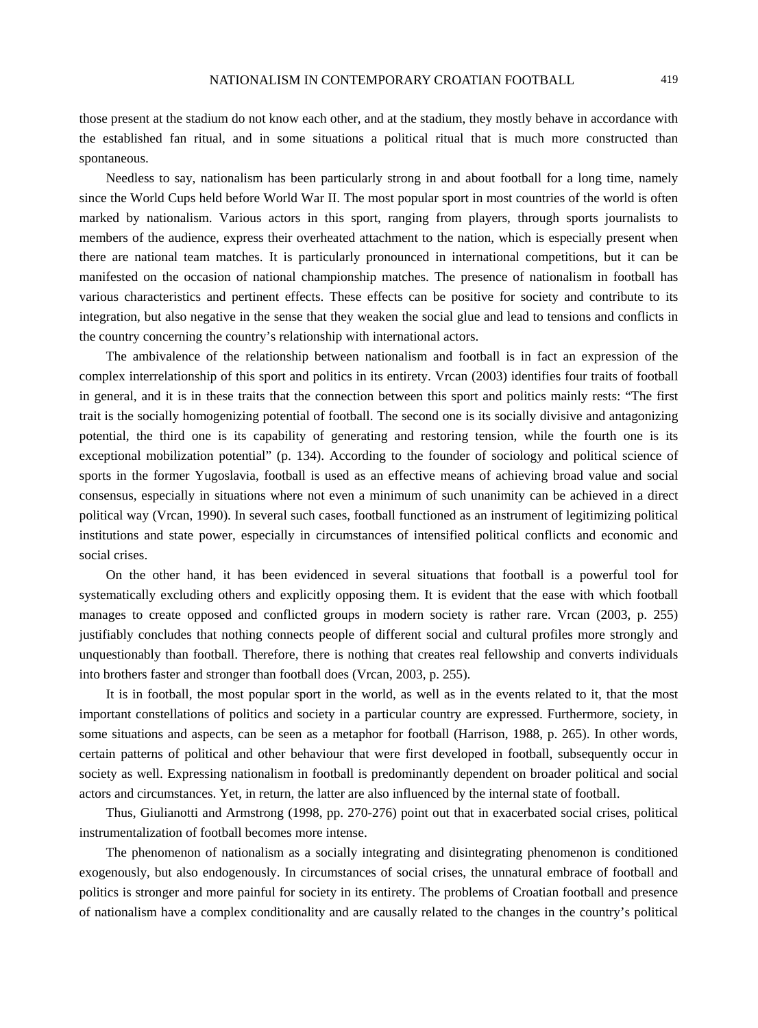those present at the stadium do not know each other, and at the stadium, they mostly behave in accordance with the established fan ritual, and in some situations a political ritual that is much more constructed than spontaneous.

Needless to say, nationalism has been particularly strong in and about football for a long time, namely since the World Cups held before World War II. The most popular sport in most countries of the world is often marked by nationalism. Various actors in this sport, ranging from players, through sports journalists to members of the audience, express their overheated attachment to the nation, which is especially present when there are national team matches. It is particularly pronounced in international competitions, but it can be manifested on the occasion of national championship matches. The presence of nationalism in football has various characteristics and pertinent effects. These effects can be positive for society and contribute to its integration, but also negative in the sense that they weaken the social glue and lead to tensions and conflicts in the country concerning the country's relationship with international actors.

The ambivalence of the relationship between nationalism and football is in fact an expression of the complex interrelationship of this sport and politics in its entirety. Vrcan (2003) identifies four traits of football in general, and it is in these traits that the connection between this sport and politics mainly rests: "The first trait is the socially homogenizing potential of football. The second one is its socially divisive and antagonizing potential, the third one is its capability of generating and restoring tension, while the fourth one is its exceptional mobilization potential" (p. 134). According to the founder of sociology and political science of sports in the former Yugoslavia, football is used as an effective means of achieving broad value and social consensus, especially in situations where not even a minimum of such unanimity can be achieved in a direct political way (Vrcan, 1990). In several such cases, football functioned as an instrument of legitimizing political institutions and state power, especially in circumstances of intensified political conflicts and economic and social crises.

On the other hand, it has been evidenced in several situations that football is a powerful tool for systematically excluding others and explicitly opposing them. It is evident that the ease with which football manages to create opposed and conflicted groups in modern society is rather rare. Vrcan (2003, p. 255) justifiably concludes that nothing connects people of different social and cultural profiles more strongly and unquestionably than football. Therefore, there is nothing that creates real fellowship and converts individuals into brothers faster and stronger than football does (Vrcan, 2003, p. 255).

It is in football, the most popular sport in the world, as well as in the events related to it, that the most important constellations of politics and society in a particular country are expressed. Furthermore, society, in some situations and aspects, can be seen as a metaphor for football (Harrison, 1988, p. 265). In other words, certain patterns of political and other behaviour that were first developed in football, subsequently occur in society as well. Expressing nationalism in football is predominantly dependent on broader political and social actors and circumstances. Yet, in return, the latter are also influenced by the internal state of football.

Thus, Giulianotti and Armstrong (1998, pp. 270-276) point out that in exacerbated social crises, political instrumentalization of football becomes more intense.

The phenomenon of nationalism as a socially integrating and disintegrating phenomenon is conditioned exogenously, but also endogenously. In circumstances of social crises, the unnatural embrace of football and politics is stronger and more painful for society in its entirety. The problems of Croatian football and presence of nationalism have a complex conditionality and are causally related to the changes in the country's political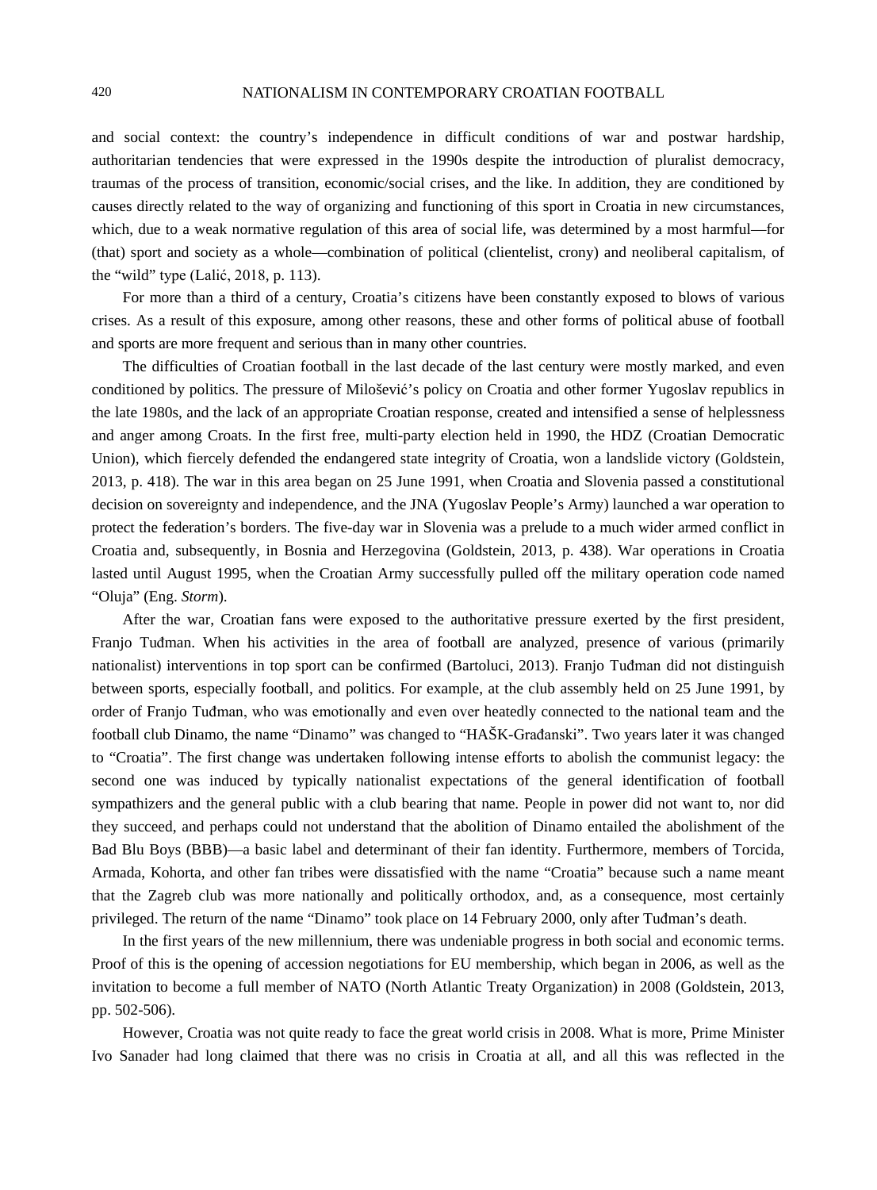and social context: the country's independence in difficult conditions of war and postwar hardship, authoritarian tendencies that were expressed in the 1990s despite the introduction of pluralist democracy, traumas of the process of transition, economic/social crises, and the like. In addition, they are conditioned by causes directly related to the way of organizing and functioning of this sport in Croatia in new circumstances, which, due to a weak normative regulation of this area of social life, was determined by a most harmful—for (that) sport and society as a whole—combination of political (clientelist, crony) and neoliberal capitalism, of the "wild" type (Lalić, 2018, p. 113).

For more than a third of a century, Croatia's citizens have been constantly exposed to blows of various crises. As a result of this exposure, among other reasons, these and other forms of political abuse of football and sports are more frequent and serious than in many other countries.

The difficulties of Croatian football in the last decade of the last century were mostly marked, and even conditioned by politics. The pressure of Milošević's policy on Croatia and other former Yugoslav republics in the late 1980s, and the lack of an appropriate Croatian response, created and intensified a sense of helplessness and anger among Croats. In the first free, multi-party election held in 1990, the HDZ (Croatian Democratic Union), which fiercely defended the endangered state integrity of Croatia, won a landslide victory (Goldstein, 2013, p. 418). The war in this area began on 25 June 1991, when Croatia and Slovenia passed a constitutional decision on sovereignty and independence, and the JNA (Yugoslav People's Army) launched a war operation to protect the federation's borders. The five-day war in Slovenia was a prelude to a much wider armed conflict in Croatia and, subsequently, in Bosnia and Herzegovina (Goldstein, 2013, p. 438). War operations in Croatia lasted until August 1995, when the Croatian Army successfully pulled off the military operation code named "Oluja" (Eng. *Storm*).

After the war, Croatian fans were exposed to the authoritative pressure exerted by the first president, Franjo Tuđman. When his activities in the area of football are analyzed, presence of various (primarily nationalist) interventions in top sport can be confirmed (Bartoluci, 2013). Franjo Tuđman did not distinguish between sports, especially football, and politics. For example, at the club assembly held on 25 June 1991, by order of Franjo Tuđman, who was emotionally and even over heatedly connected to the national team and the football club Dinamo, the name "Dinamo" was changed to "HAŠK-Građanski". Two years later it was changed to "Croatia". The first change was undertaken following intense efforts to abolish the communist legacy: the second one was induced by typically nationalist expectations of the general identification of football sympathizers and the general public with a club bearing that name. People in power did not want to, nor did they succeed, and perhaps could not understand that the abolition of Dinamo entailed the abolishment of the Bad Blu Boys (BBB)—a basic label and determinant of their fan identity. Furthermore, members of Torcida, Armada, Kohorta, and other fan tribes were dissatisfied with the name "Croatia" because such a name meant that the Zagreb club was more nationally and politically orthodox, and, as a consequence, most certainly privileged. The return of the name "Dinamo" took place on 14 February 2000, only after Tuđman's death.

In the first years of the new millennium, there was undeniable progress in both social and economic terms. Proof of this is the opening of accession negotiations for EU membership, which began in 2006, as well as the invitation to become a full member of NATO (North Atlantic Treaty Organization) in 2008 (Goldstein, 2013, pp. 502-506).

However, Croatia was not quite ready to face the great world crisis in 2008. What is more, Prime Minister Ivo Sanader had long claimed that there was no crisis in Croatia at all, and all this was reflected in the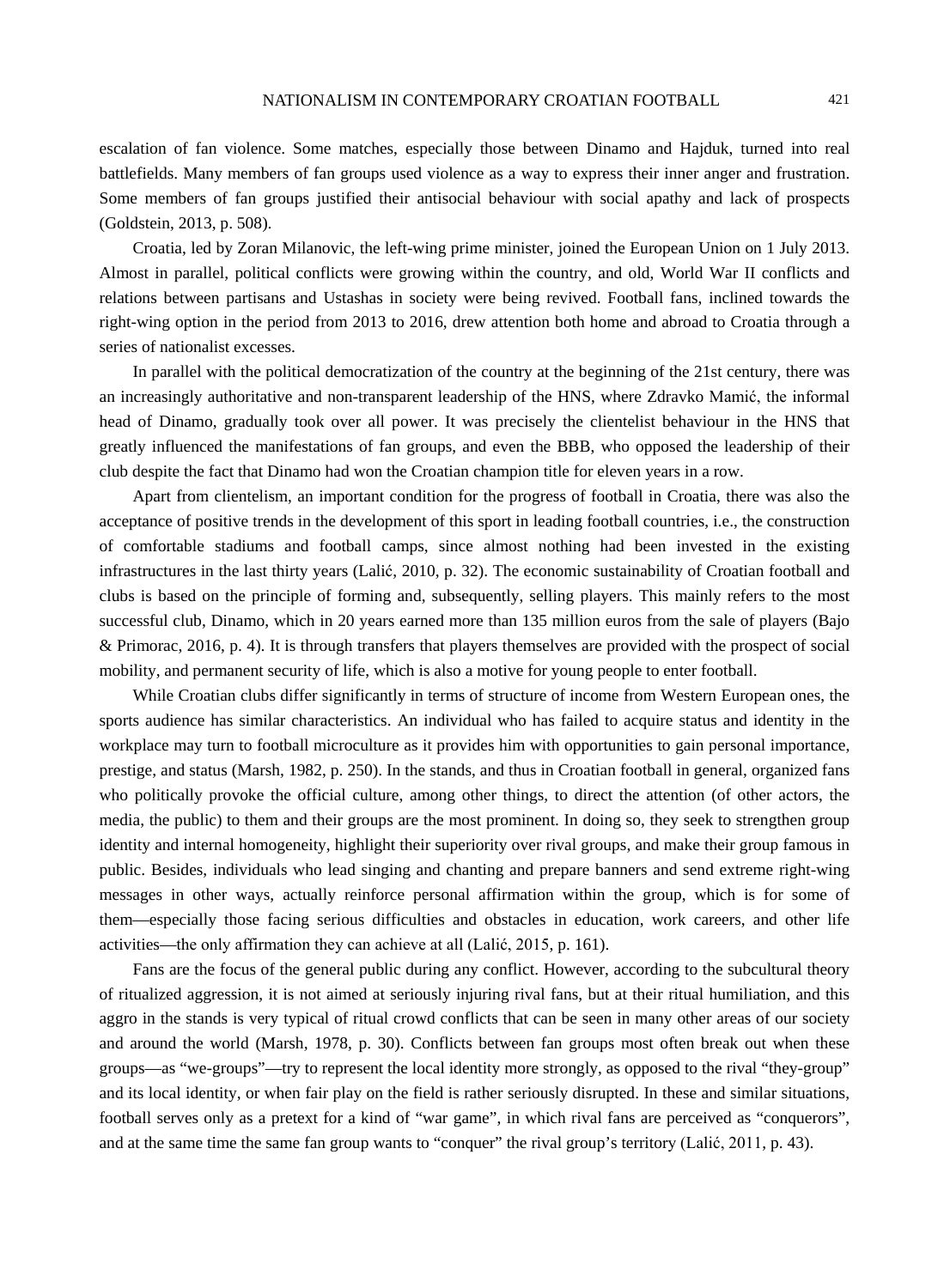escalation of fan violence. Some matches, especially those between Dinamo and Hajduk, turned into real battlefields. Many members of fan groups used violence as a way to express their inner anger and frustration. Some members of fan groups justified their antisocial behaviour with social apathy and lack of prospects (Goldstein, 2013, p. 508).

Croatia, led by Zoran Milanovic, the left-wing prime minister, joined the European Union on 1 July 2013. Almost in parallel, political conflicts were growing within the country, and old, World War II conflicts and relations between partisans and Ustashas in society were being revived. Football fans, inclined towards the right-wing option in the period from 2013 to 2016, drew attention both home and abroad to Croatia through a series of nationalist excesses.

In parallel with the political democratization of the country at the beginning of the 21st century, there was an increasingly authoritative and non-transparent leadership of the HNS, where Zdravko Mamić, the informal head of Dinamo, gradually took over all power. It was precisely the clientelist behaviour in the HNS that greatly influenced the manifestations of fan groups, and even the BBB, who opposed the leadership of their club despite the fact that Dinamo had won the Croatian champion title for eleven years in a row.

Apart from clientelism, an important condition for the progress of football in Croatia, there was also the acceptance of positive trends in the development of this sport in leading football countries, i.e., the construction of comfortable stadiums and football camps, since almost nothing had been invested in the existing infrastructures in the last thirty years (Lalić, 2010, p. 32). The economic sustainability of Croatian football and clubs is based on the principle of forming and, subsequently, selling players. This mainly refers to the most successful club, Dinamo, which in 20 years earned more than 135 million euros from the sale of players (Bajo & Primorac, 2016, p. 4). It is through transfers that players themselves are provided with the prospect of social mobility, and permanent security of life, which is also a motive for young people to enter football.

While Croatian clubs differ significantly in terms of structure of income from Western European ones, the sports audience has similar characteristics. An individual who has failed to acquire status and identity in the workplace may turn to football microculture as it provides him with opportunities to gain personal importance, prestige, and status (Marsh, 1982, p. 250). In the stands, and thus in Croatian football in general, organized fans who politically provoke the official culture, among other things, to direct the attention (of other actors, the media, the public) to them and their groups are the most prominent. In doing so, they seek to strengthen group identity and internal homogeneity, highlight their superiority over rival groups, and make their group famous in public. Besides, individuals who lead singing and chanting and prepare banners and send extreme right-wing messages in other ways, actually reinforce personal affirmation within the group, which is for some of them—especially those facing serious difficulties and obstacles in education, work careers, and other life activities—the only affirmation they can achieve at all (Lalić, 2015, p. 161).

Fans are the focus of the general public during any conflict. However, according to the subcultural theory of ritualized aggression, it is not aimed at seriously injuring rival fans, but at their ritual humiliation, and this aggro in the stands is very typical of ritual crowd conflicts that can be seen in many other areas of our society and around the world (Marsh, 1978, p. 30). Conflicts between fan groups most often break out when these groups—as "we-groups"—try to represent the local identity more strongly, as opposed to the rival "they-group" and its local identity, or when fair play on the field is rather seriously disrupted. In these and similar situations, football serves only as a pretext for a kind of "war game", in which rival fans are perceived as "conquerors", and at the same time the same fan group wants to "conquer" the rival group's territory (Lalić, 2011, p. 43).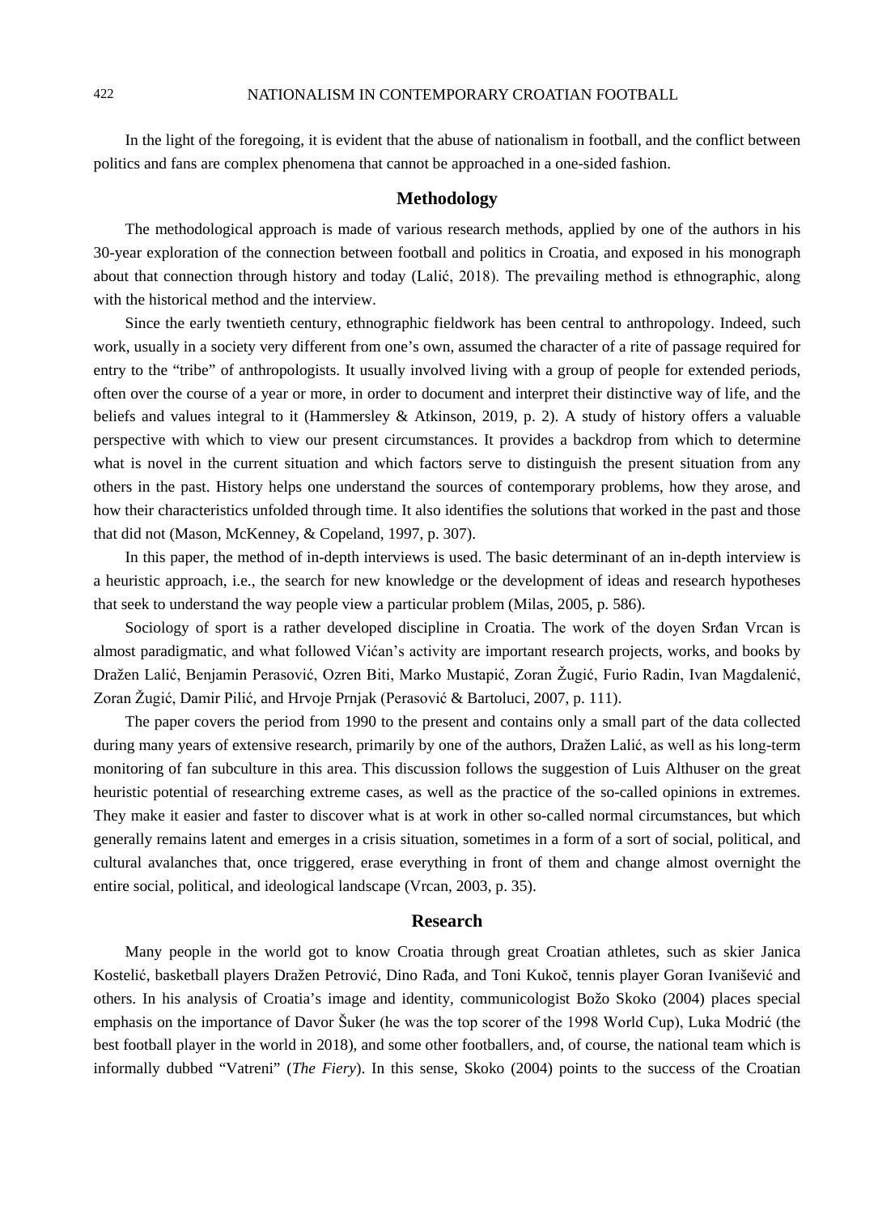In the light of the foregoing, it is evident that the abuse of nationalism in football, and the conflict between politics and fans are complex phenomena that cannot be approached in a one-sided fashion.

## Methodology

The methodological approach is made of various research methods, applied by one of the authors in his 30-year exploration of the connection between football and politics in Croatia, and exposed in his monograph about that connection through history and today (Lalić, 2018). The prevailing method is ethnographic, along with the historical method and the interview.

Since the early twentieth century, ethnographic fieldwork has been central to anthropology. Indeed, such work, usually in a society very different from one's own, assumed the character of a rite of passage required for entry to the "tribe" of anthropologists. It usually involved living with a group of people for extended periods, often over the course of a year or more, in order to document and interpret their distinctive way of life, and the beliefs and values integral to it (Hammersley & Atkinson, 2019, p. 2). A study of history offers a valuable perspective with which to view our present circumstances. It provides a backdrop from which to determine what is novel in the current situation and which factors serve to distinguish the present situation from any others in the past. History helps one understand the sources of contemporary problems, how they arose, and how their characteristics unfolded through time. It also identifies the solutions that worked in the past and those that did not (Mason, McKenney, & Copeland, 1997, p. 307).

In this paper, the method of in-depth interviews is used. The basic determinant of an in-depth interview is a heuristic approach, i.e., the search for new knowledge or the development of ideas and research hypotheses that seek to understand the way people view a particular problem (Milas, 2005, p. 586).

Sociology of sport is a rather developed discipline in Croatia. The work of the doyen Srđan Vrcan is almost paradigmatic, and what followed Vićan's activity are important research projects, works, and books by Dražen Lalić, Benjamin Perasović, Ozren Biti, Marko Mustapić, Zoran Žugić, Furio Radin, Ivan Magdalenić, Zoran Žugić, Damir Pilić, and Hrvoje Prnjak (Perasović & Bartoluci, 2007, p. 111).

The paper covers the period from 1990 to the present and contains only a small part of the data collected during many years of extensive research, primarily by one of the authors, Dražen Lalić, as well as his long-term monitoring of fan subculture in this area. This discussion follows the suggestion of Luis Althuser on the great heuristic potential of researching extreme cases, as well as the practice of the so-called opinions in extremes. They make it easier and faster to discover what is at work in other so-called normal circumstances, but which generally remains latent and emerges in a crisis situation, sometimes in a form of a sort of social, political, and cultural avalanches that, once triggered, erase everything in front of them and change almost overnight the entire social, political, and ideological landscape (Vrcan, 2003, p. 35).

## Research

Many people in the world got to know Croatia through great Croatian athletes, such as skier Janica Kostelić, basketball players Dražen Petrović, Dino Rađa, and Toni Kukoč, tennis player Goran Ivanišević and others. In his analysis of Croatia's image and identity, communicologist Božo Skoko (2004) places special emphasis on the importance of Davor Šuker (he was the top scorer of the 1998 World Cup), Luka Modrić (the best football player in the world in 2018), and some other footballers, and, of course, the national team which is informally dubbed "Vatreni" (*The Fiery*). In this sense, Skoko (2004) points to the success of the Croatian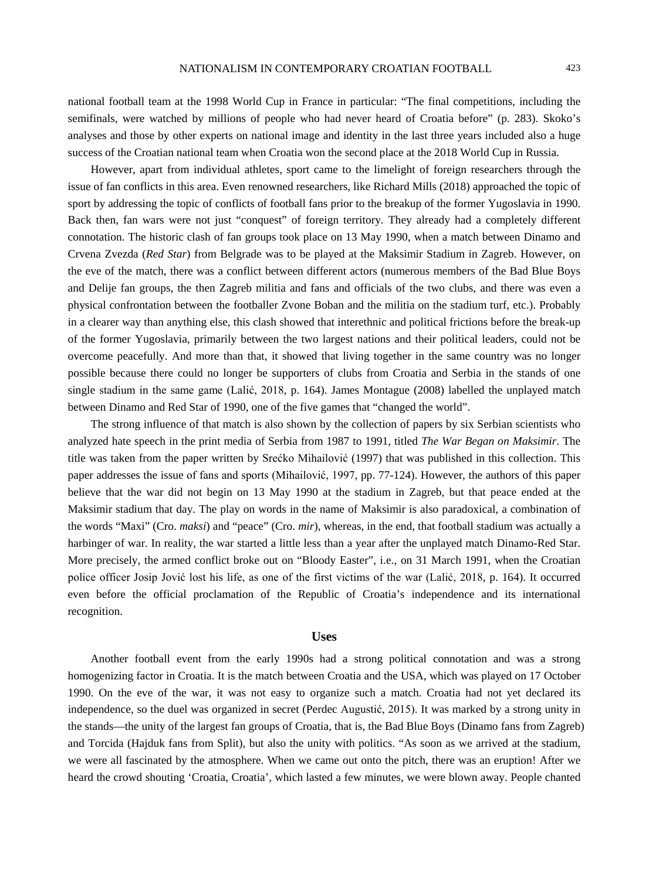national football team at the 1998 World Cup in France in particular: "The final competitions, including the semifinals, were watched by millions of people who had never heard of Croatia before" (p. 283). Skoko's analyses and those by other experts on national image and identity in the last three years included also a huge success of the Croatian national team when Croatia won the second place at the 2018 World Cup in Russia.

However, apart from individual athletes, sport came to the limelight of foreign researchers through the issue of fan conflicts in this area. Even renowned researchers, like Richard Mills (2018) approached the topic of sport by addressing the topic of conflicts of football fans prior to the breakup of the former Yugoslavia in 1990. Back then, fan wars were not just "conquest" of foreign territory. They already had a completely different connotation. The historic clash of fan groups took place on 13 May 1990, when a match between Dinamo and Crvena Zvezda (*Red Star*) from Belgrade was to be played at the Maksimir Stadium in Zagreb. However, on the eve of the match, there was a conflict between different actors (numerous members of the Bad Blue Boys and Delije fan groups, the then Zagreb militia and fans and officials of the two clubs, and there was even a physical confrontation between the footballer Zvone Boban and the militia on the stadium turf, etc.). Probably in a clearer way than anything else, this clash showed that interethnic and political frictions before the break-up of the former Yugoslavia, primarily between the two largest nations and their political leaders, could not be overcome peacefully. And more than that, it showed that living together in the same country was no longer possible because there could no longer be supporters of clubs from Croatia and Serbia in the stands of one single stadium in the same game (Lalić, 2018, p. 164). James Montague (2008) labelled the unplayed match between Dinamo and Red Star of 1990, one of the five games that "changed the world".

The strong influence of that match is also shown by the collection of papers by six Serbian scientists who analyzed hate speech in the print media of Serbia from 1987 to 1991, titled *The War Began on Maksimir*. The title was taken from the paper written by Srećko Mihailović (1997) that was published in this collection. This paper addresses the issue of fans and sports (Mihailović, 1997, pp. 77-124). However, the authors of this paper believe that the war did not begin on 13 May 1990 at the stadium in Zagreb, but that peace ended at the Maksimir stadium that day. The play on words in the name of Maksimir is also paradoxical, a combination of the words "Maxi" (Cro. *maksi*) and "peace" (Cro. *mir*), whereas, in the end, that football stadium was actually a harbinger of war. In reality, the war started a little less than a year after the unplayed match Dinamo-Red Star. More precisely, the armed conflict broke out on "Bloody Easter", i.e., on 31 March 1991, when the Croatian police officer Josip Jović lost his life, as one of the first victims of the war (Lalić, 2018, p. 164). It occurred even before the official proclamation of the Republic of Croatia's independence and its international recognition.

## Uses

Another football event from the early 1990s had a strong political connotation and was a strong homogenizing factor in Croatia. It is the match between Croatia and the USA, which was played on 17 October 1990. On the eve of the war, it was not easy to organize such a match. Croatia had not yet declared its independence, so the duel was organized in secret (Perdec Augustić, 2015). It was marked by a strong unity in the stands—the unity of the largest fan groups of Croatia, that is, the Bad Blue Boys (Dinamo fans from Zagreb) and Torcida (Hajduk fans from Split), but also the unity with politics. "As soon as we arrived at the stadium, we were all fascinated by the atmosphere. When we came out onto the pitch, there was an eruption! After we heard the crowd shouting 'Croatia, Croatia', which lasted a few minutes, we were blown away. People chanted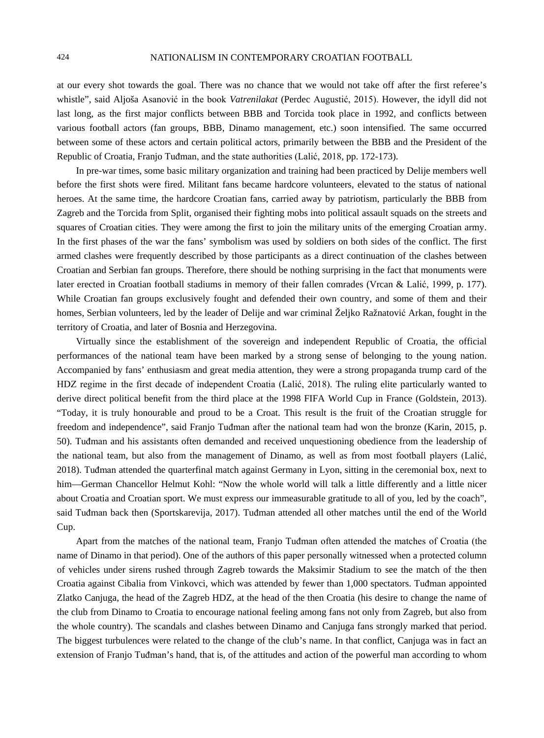at our every shot towards the goal. There was no chance that we would not take off after the first referee's whistle", said Aljoša Asanović in the book *Vatrenilakat* (Perdec Augustić, 2015). However, the idyll did not last long, as the first major conflicts between BBB and Torcida took place in 1992, and conflicts between various football actors (fan groups, BBB, Dinamo management, etc.) soon intensified. The same occurred between some of these actors and certain political actors, primarily between the BBB and the President of the Republic of Croatia, Franjo Tuđman, and the state authorities (Lalić, 2018, pp. 172-173).

In pre-war times, some basic military organization and training had been practiced by Delije members well before the first shots were fired. Militant fans became hardcore volunteers, elevated to the status of national heroes. At the same time, the hardcore Croatian fans, carried away by patriotism, particularly the BBB from Zagreb and the Torcida from Split, organised their fighting mobs into political assault squads on the streets and squares of Croatian cities. They were among the first to join the military units of the emerging Croatian army. In the first phases of the war the fans' symbolism was used by soldiers on both sides of the conflict. The first armed clashes were frequently described by those participants as a direct continuation of the clashes between Croatian and Serbian fan groups. Therefore, there should be nothing surprising in the fact that monuments were later erected in Croatian football stadiums in memory of their fallen comrades (Vrcan & Lalić, 1999, p. 177). While Croatian fan groups exclusively fought and defended their own country, and some of them and their homes, Serbian volunteers, led by the leader of Delije and war criminal Željko Ražnatović Arkan, fought in the territory of Croatia, and later of Bosnia and Herzegovina.

Virtually since the establishment of the sovereign and independent Republic of Croatia, the official performances of the national team have been marked by a strong sense of belonging to the young nation. Accompanied by fans' enthusiasm and great media attention, they were a strong propaganda trump card of the HDZ regime in the first decade of independent Croatia (Lalić, 2018). The ruling elite particularly wanted to derive direct political benefit from the third place at the 1998 FIFA World Cup in France (Goldstein, 2013). "Today, it is truly honourable and proud to be a Croat. This result is the fruit of the Croatian struggle for freedom and independence", said Franjo Tuđman after the national team had won the bronze (Karin, 2015, p. 50). Tuđman and his assistants often demanded and received unquestioning obedience from the leadership of the national team, but also from the management of Dinamo, as well as from most football players (Lalić, 2018). Tuđman attended the quarterfinal match against Germany in Lyon, sitting in the ceremonial box, next to him—German Chancellor Helmut Kohl: "Now the whole world will talk a little differently and a little nicer about Croatia and Croatian sport. We must express our immeasurable gratitude to all of you, led by the coach", said Tuđman back then (Sportskarevija, 2017). Tuđman attended all other matches until the end of the World Cup.

Apart from the matches of the national team, Franjo Tuđman often attended the matches of Croatia (the name of Dinamo in that period). One of the authors of this paper personally witnessed when a protected column of vehicles under sirens rushed through Zagreb towards the Maksimir Stadium to see the match of the then Croatia against Cibalia from Vinkovci, which was attended by fewer than 1,000 spectators. Tuđman appointed Zlatko Canjuga, the head of the Zagreb HDZ, at the head of the then Croatia (his desire to change the name of the club from Dinamo to Croatia to encourage national feeling among fans not only from Zagreb, but also from the whole country). The scandals and clashes between Dinamo and Canjuga fans strongly marked that period. The biggest turbulences were related to the change of the club's name. In that conflict, Canjuga was in fact an extension of Franjo Tuđman's hand, that is, of the attitudes and action of the powerful man according to whom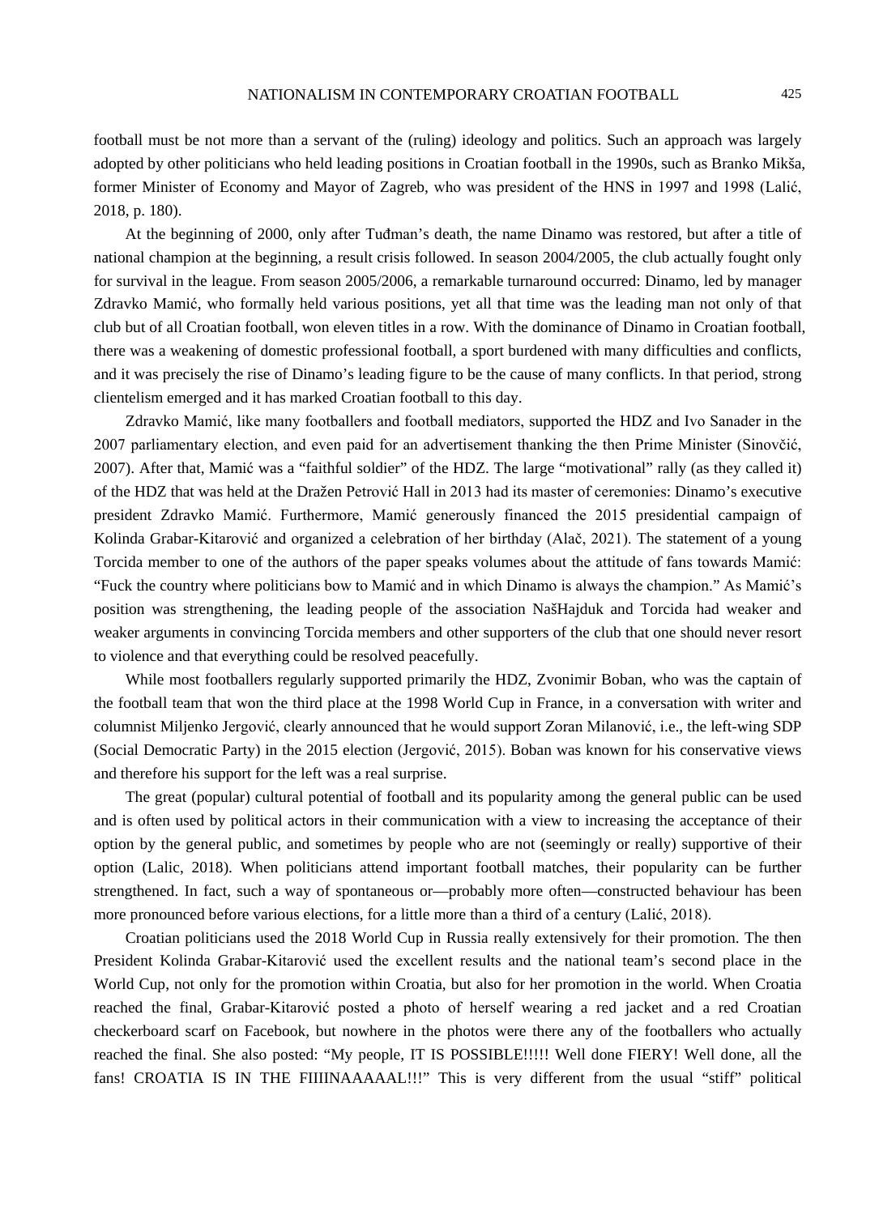football must be not more than a servant of the (ruling) ideology and politics. Such an approach was largely adopted by other politicians who held leading positions in Croatian football in the 1990s, such as Branko Mikša, former Minister of Economy and Mayor of Zagreb, who was president of the HNS in 1997 and 1998 (Lalić, 2018, p. 180).

At the beginning of 2000, only after Tuđman's death, the name Dinamo was restored, but after a title of national champion at the beginning, a result crisis followed. In season 2004/2005, the club actually fought only for survival in the league. From season 2005/2006, a remarkable turnaround occurred: Dinamo, led by manager Zdravko Mamić, who formally held various positions, yet all that time was the leading man not only of that club but of all Croatian football, won eleven titles in a row. With the dominance of Dinamo in Croatian football, there was a weakening of domestic professional football, a sport burdened with many difficulties and conflicts, and it was precisely the rise of Dinamo's leading figure to be the cause of many conflicts. In that period, strong clientelism emerged and it has marked Croatian football to this day.

Zdravko Mamić, like many footballers and football mediators, supported the HDZ and Ivo Sanader in the 2007 parliamentary election, and even paid for an advertisement thanking the then Prime Minister (Sinovčić, 2007). After that, Mamić was a "faithful soldier" of the HDZ. The large "motivational" rally (as they called it) of the HDZ that was held at the Dražen Petrović Hall in 2013 had its master of ceremonies: Dinamo's executive president Zdravko Mamić. Furthermore, Mamić generously financed the 2015 presidential campaign of Kolinda Grabar-Kitarović and organized a celebration of her birthday (Alač, 2021). The statement of a young Torcida member to one of the authors of the paper speaks volumes about the attitude of fans towards Mamić: "Fuck the country where politicians bow to Mamić and in which Dinamo is always the champion." As Mamić's position was strengthening, the leading people of the association NašHajduk and Torcida had weaker and weaker arguments in convincing Torcida members and other supporters of the club that one should never resort to violence and that everything could be resolved peacefully.

While most footballers regularly supported primarily the HDZ, Zvonimir Boban, who was the captain of the football team that won the third place at the 1998 World Cup in France, in a conversation with writer and columnist Miljenko Jergović, clearly announced that he would support Zoran Milanović, i.e., the left-wing SDP (Social Democratic Party) in the 2015 election (Jergović, 2015). Boban was known for his conservative views and therefore his support for the left was a real surprise.

The great (popular) cultural potential of football and its popularity among the general public can be used and is often used by political actors in their communication with a view to increasing the acceptance of their option by the general public, and sometimes by people who are not (seemingly or really) supportive of their option (Lalic, 2018). When politicians attend important football matches, their popularity can be further strengthened. In fact, such a way of spontaneous or—probably more often—constructed behaviour has been more pronounced before various elections, for a little more than a third of a century (Lalić, 2018).

Croatian politicians used the 2018 World Cup in Russia really extensively for their promotion. The then President Kolinda Grabar-Kitarović used the excellent results and the national team's second place in the World Cup, not only for the promotion within Croatia, but also for her promotion in the world. When Croatia reached the final, Grabar-Kitarović posted a photo of herself wearing a red jacket and a red Croatian checkerboard scarf on Facebook, but nowhere in the photos were there any of the footballers who actually reached the final. She also posted: "My people, IT IS POSSIBLE!!!!! Well done FIERY! Well done, all the fans! CROATIA IS IN THE FIIIINAAAAAL!!!" This is very different from the usual "stiff" political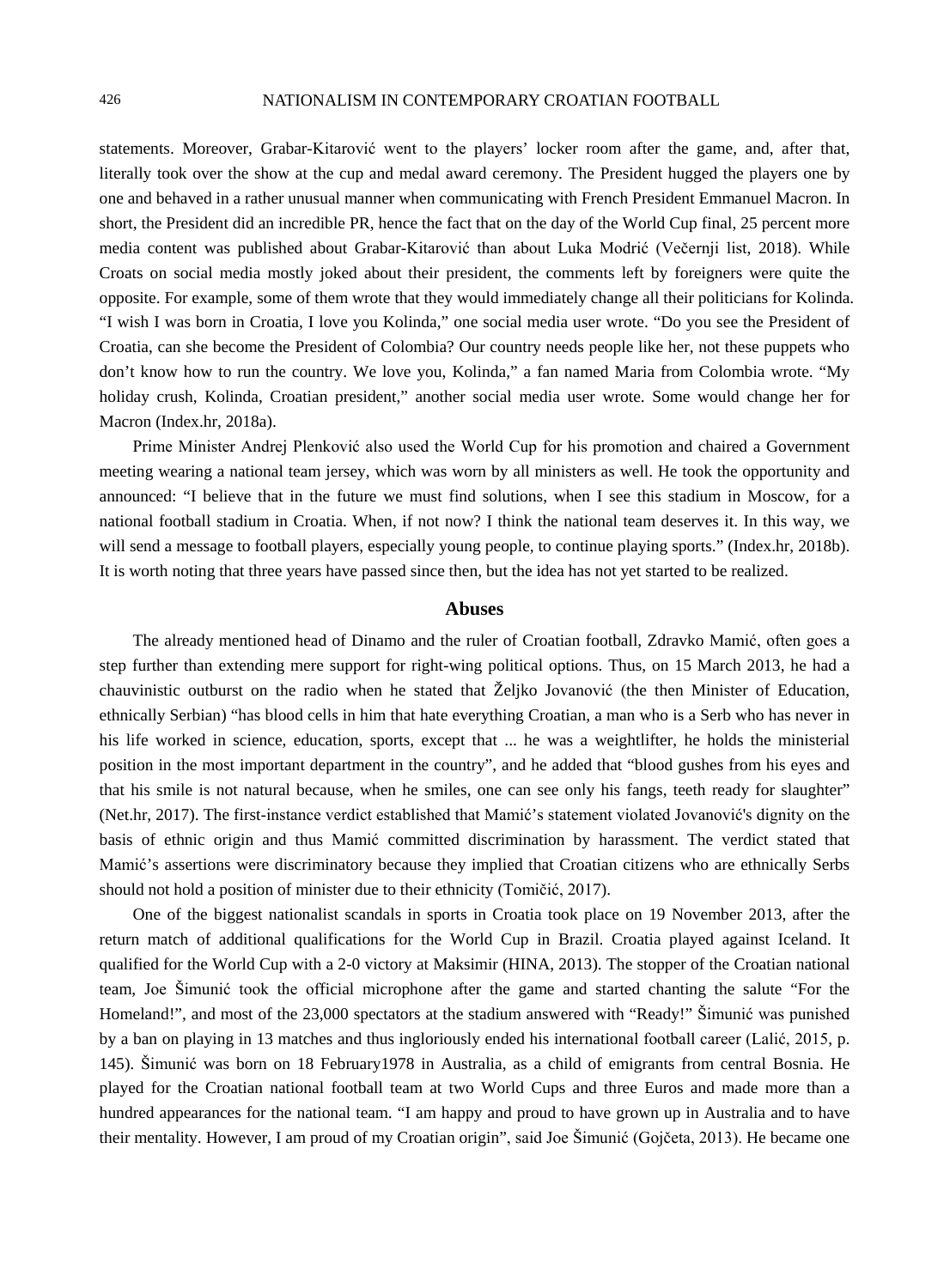statements. Moreover, Grabar-Kitarović went to the players' locker room after the game, and, after that, literally took over the show at the cup and medal award ceremony. The President hugged the players one by one and behaved in a rather unusual manner when communicating with French President Emmanuel Macron. In short, the President did an incredible PR, hence the fact that on the day of the World Cup final, 25 percent more media content was published about Grabar-Kitarović than about Luka Modrić (Večernji list, 2018). While Croats on social media mostly joked about their president, the comments left by foreigners were quite the opposite. For example, some of them wrote that they would immediately change all their politicians for Kolinda. "I wish I was born in Croatia, I love you Kolinda," one social media user wrote. "Do you see the President of Croatia, can she become the President of Colombia? Our country needs people like her, not these puppets who don't know how to run the country. We love you, Kolinda," a fan named Maria from Colombia wrote. "My holiday crush, Kolinda, Croatian president," another social media user wrote. Some would change her for Macron (Index.hr, 2018a).

Prime Minister Andrej Plenković also used the World Cup for his promotion and chaired a Government meeting wearing a national team jersey, which was worn by all ministers as well. He took the opportunity and announced: "I believe that in the future we must find solutions, when I see this stadium in Moscow, for a national football stadium in Croatia. When, if not now? I think the national team deserves it. In this way, we will send a message to football players, especially young people, to continue playing sports." (Index.hr, 2018b). It is worth noting that three years have passed since then, but the idea has not yet started to be realized.

## Abuses

The already mentioned head of Dinamo and the ruler of Croatian football, Zdravko Mamić, often goes a step further than extending mere support for right-wing political options. Thus, on 15 March 2013, he had a chauvinistic outburst on the radio when he stated that Željko Jovanović (the then Minister of Education, ethnically Serbian) "has blood cells in him that hate everything Croatian, a man who is a Serb who has never in his life worked in science, education, sports, except that ... he was a weightlifter, he holds the ministerial position in the most important department in the country", and he added that "blood gushes from his eyes and that his smile is not natural because, when he smiles, one can see only his fangs, teeth ready for slaughter" (Net.hr, 2017). The first-instance verdict established that Mamić's statement violated Jovanović's dignity on the basis of ethnic origin and thus Mamić committed discrimination by harassment. The verdict stated that Mamić's assertions were discriminatory because they implied that Croatian citizens who are ethnically Serbs should not hold a position of minister due to their ethnicity (Tomičić, 2017).

One of the biggest nationalist scandals in sports in Croatia took place on 19 November 2013, after the return match of additional qualifications for the World Cup in Brazil. Croatia played against Iceland. It qualified for the World Cup with a 2-0 victory at Maksimir (HINA, 2013). The stopper of the Croatian national team, Joe Šimunić took the official microphone after the game and started chanting the salute "For the Homeland!", and most of the 23,000 spectators at the stadium answered with "Ready!" Šimunić was punished by a ban on playing in 13 matches and thus ingloriously ended his international football career (Lalić, 2015, p. 145). Šimunić was born on 18 February1978 in Australia, as a child of emigrants from central Bosnia. He played for the Croatian national football team at two World Cups and three Euros and made more than a hundred appearances for the national team. "I am happy and proud to have grown up in Australia and to have their mentality. However, I am proud of my Croatian origin", said Joe Šimunić (Gojčeta, 2013). He became one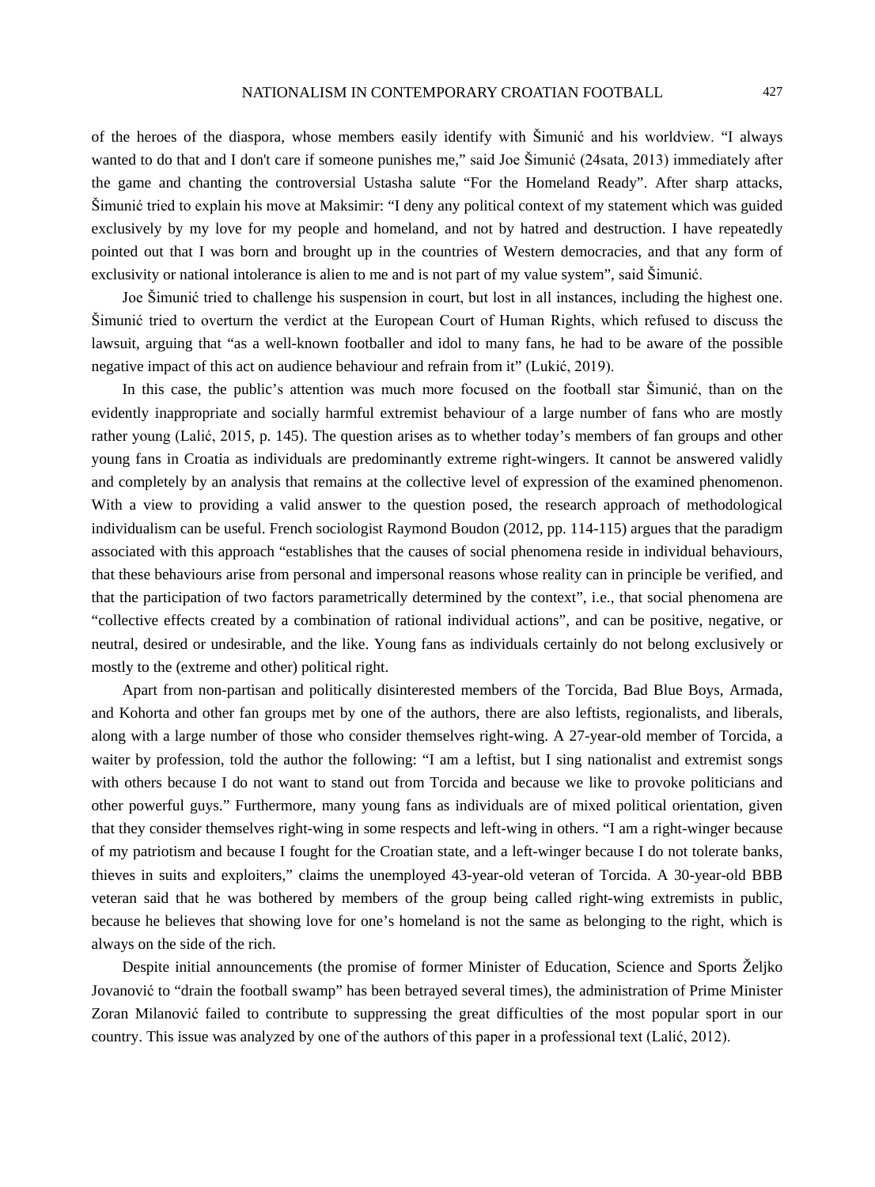of the heroes of the diaspora, whose members easily identify with Šimunić and his worldview. "I always wanted to do that and I don't care if someone punishes me," said Joe Šimunić (24sata, 2013) immediately after the game and chanting the controversial Ustasha salute "For the Homeland Ready". After sharp attacks, Šimunić tried to explain his move at Maksimir: "I deny any political context of my statement which was guided exclusively by my love for my people and homeland, and not by hatred and destruction. I have repeatedly pointed out that I was born and brought up in the countries of Western democracies, and that any form of exclusivity or national intolerance is alien to me and is not part of my value system", said Šimunić.

Joe Šimunić tried to challenge his suspension in court, but lost in all instances, including the highest one. Šimunić tried to overturn the verdict at the European Court of Human Rights, which refused to discuss the lawsuit, arguing that "as a well-known footballer and idol to many fans, he had to be aware of the possible negative impact of this act on audience behaviour and refrain from it" (Lukić, 2019).

In this case, the public's attention was much more focused on the football star Šimunić, than on the evidently inappropriate and socially harmful extremist behaviour of a large number of fans who are mostly rather young (Lalić, 2015, p. 145). The question arises as to whether today's members of fan groups and other young fans in Croatia as individuals are predominantly extreme right-wingers. It cannot be answered validly and completely by an analysis that remains at the collective level of expression of the examined phenomenon. With a view to providing a valid answer to the question posed, the research approach of methodological individualism can be useful. French sociologist Raymond Boudon (2012, pp. 114-115) argues that the paradigm associated with this approach "establishes that the causes of social phenomena reside in individual behaviours, that these behaviours arise from personal and impersonal reasons whose reality can in principle be verified, and that the participation of two factors parametrically determined by the context", i.e., that social phenomena are "collective effects created by a combination of rational individual actions", and can be positive, negative, or neutral, desired or undesirable, and the like. Young fans as individuals certainly do not belong exclusively or mostly to the (extreme and other) political right.

Apart from non-partisan and politically disinterested members of the Torcida, Bad Blue Boys, Armada, and Kohorta and other fan groups met by one of the authors, there are also leftists, regionalists, and liberals, along with a large number of those who consider themselves right-wing. A 27-year-old member of Torcida, a waiter by profession, told the author the following: "I am a leftist, but I sing nationalist and extremist songs with others because I do not want to stand out from Torcida and because we like to provoke politicians and other powerful guys." Furthermore, many young fans as individuals are of mixed political orientation, given that they consider themselves right-wing in some respects and left-wing in others. "I am a right-winger because of my patriotism and because I fought for the Croatian state, and a left-winger because I do not tolerate banks, thieves in suits and exploiters," claims the unemployed 43-year-old veteran of Torcida. A 30-year-old BBB veteran said that he was bothered by members of the group being called right-wing extremists in public, because he believes that showing love for one's homeland is not the same as belonging to the right, which is always on the side of the rich.

Despite initial announcements (the promise of former Minister of Education, Science and Sports Željko Jovanović to "drain the football swamp" has been betrayed several times), the administration of Prime Minister Zoran Milanović failed to contribute to suppressing the great difficulties of the most popular sport in our country. This issue was analyzed by one of the authors of this paper in a professional text (Lalić, 2012).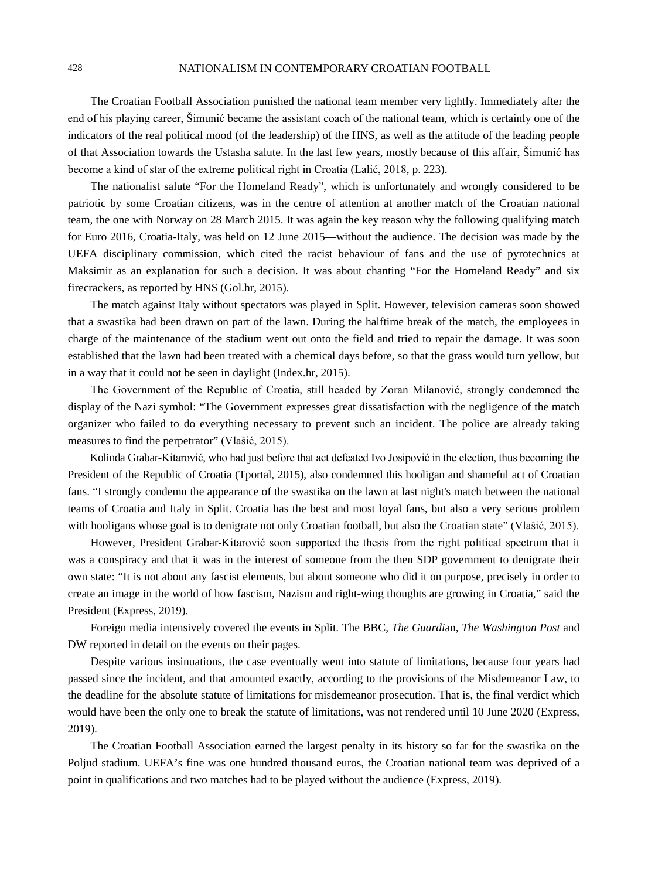The Croatian Football Association punished the national team member very lightly. Immediately after the end of his playing career, Šimunić became the assistant coach of the national team, which is certainly one of the indicators of the real political mood (of the leadership) of the HNS, as well as the attitude of the leading people of that Association towards the Ustasha salute. In the last few years, mostly because of this affair, Šimunić has become a kind of star of the extreme political right in Croatia (Lalić, 2018, p. 223).

The nationalist salute "For the Homeland Ready", which is unfortunately and wrongly considered to be patriotic by some Croatian citizens, was in the centre of attention at another match of the Croatian national team, the one with Norway on 28 March 2015. It was again the key reason why the following qualifying match for Euro 2016, Croatia-Italy, was held on 12 June 2015—without the audience. The decision was made by the UEFA disciplinary commission, which cited the racist behaviour of fans and the use of pyrotechnics at Maksimir as an explanation for such a decision. It was about chanting "For the Homeland Ready" and six firecrackers, as reported by HNS (Gol.hr, 2015).

The match against Italy without spectators was played in Split. However, television cameras soon showed that a swastika had been drawn on part of the lawn. During the halftime break of the match, the employees in charge of the maintenance of the stadium went out onto the field and tried to repair the damage. It was soon established that the lawn had been treated with a chemical days before, so that the grass would turn yellow, but in a way that it could not be seen in daylight (Index.hr, 2015).

The Government of the Republic of Croatia, still headed by Zoran Milanović, strongly condemned the display of the Nazi symbol: "The Government expresses great dissatisfaction with the negligence of the match organizer who failed to do everything necessary to prevent such an incident. The police are already taking measures to find the perpetrator" (Vlašić, 2015).

Kolinda Grabar-Kitarović, who had just before that act defeated Ivo Josipović in the election, thus becoming the President of the Republic of Croatia (Tportal, 2015), also condemned this hooligan and shameful act of Croatian fans. "I strongly condemn the appearance of the swastika on the lawn at last night's match between the national teams of Croatia and Italy in Split. Croatia has the best and most loyal fans, but also a very serious problem with hooligans whose goal is to denigrate not only Croatian football, but also the Croatian state" (Vlašić, 2015).

However, President Grabar-Kitarović soon supported the thesis from the right political spectrum that it was a conspiracy and that it was in the interest of someone from the then SDP government to denigrate their own state: "It is not about any fascist elements, but about someone who did it on purpose, precisely in order to create an image in the world of how fascism, Nazism and right-wing thoughts are growing in Croatia," said the President (Express, 2019).

Foreign media intensively covered the events in Split. The BBC, *The Guardian*, *The Washington Post* and DW reported in detail on the events on their pages.

Despite various insinuations, the case eventually went into statute of limitations, because four years had passed since the incident, and that amounted exactly, according to the provisions of the Misdemeanor Law, to the deadline for the absolute statute of limitations for misdemeanor prosecution. That is, the final verdict which would have been the only one to break the statute of limitations, was not rendered until 10 June 2020 (Express, 2019).

The Croatian Football Association earned the largest penalty in its history so far for the swastika on the Poljud stadium. UEFA's fine was one hundred thousand euros, the Croatian national team was deprived of a point in qualifications and two matches had to be played without the audience (Express, 2019).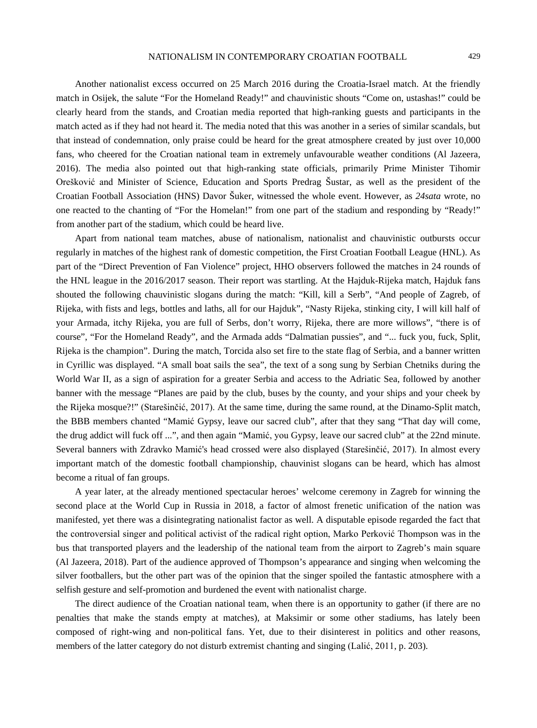Another nationalist excess occurred on 25 March 2016 during the Croatia-Israel match. At the friendly match in Osijek, the salute "For the Homeland Ready!" and chauvinistic shouts "Come on, ustashas!" could be clearly heard from the stands, and Croatian media reported that high-ranking guests and participants in the match acted as if they had not heard it. The media noted that this was another in a series of similar scandals, but that instead of condemnation, only praise could be heard for the great atmosphere created by just over 10,000 fans, who cheered for the Croatian national team in extremely unfavourable weather conditions (Al Jazeera, 2016). The media also pointed out that high-ranking state officials, primarily Prime Minister Tihomir Orešković and Minister of Science, Education and Sports Predrag Šustar, as well as the president of the Croatian Football Association (HNS) Davor Šuker, witnessed the whole event. However, as *24sata* wrote, no one reacted to the chanting of "For the Homelan!" from one part of the stadium and responding by "Ready!" from another part of the stadium, which could be heard live.

Apart from national team matches, abuse of nationalism, nationalist and chauvinistic outbursts occur regularly in matches of the highest rank of domestic competition, the First Croatian Football League (HNL). As part of the "Direct Prevention of Fan Violence" project, HHO observers followed the matches in 24 rounds of the HNL league in the 2016/2017 season. Their report was startling. At the Hajduk-Rijeka match, Hajduk fans shouted the following chauvinistic slogans during the match: "Kill, kill a Serb", "And people of Zagreb, of Rijeka, with fists and legs, bottles and laths, all for our Hajduk", "Nasty Rijeka, stinking city, I will kill half of your Armada, itchy Rijeka, you are full of Serbs, don't worry, Rijeka, there are more willows", "there is of course", "For the Homeland Ready", and the Armada adds "Dalmatian pussies", and "... fuck you, fuck, Split, Rijeka is the champion". During the match, Torcida also set fire to the state flag of Serbia, and a banner written in Cyrillic was displayed. "A small boat sails the sea", the text of a song sung by Serbian Chetniks during the World War II, as a sign of aspiration for a greater Serbia and access to the Adriatic Sea, followed by another banner with the message "Planes are paid by the club, buses by the county, and your ships and your cheek by the Rijeka mosque?!" (Starešinčić, 2017). At the same time, during the same round, at the Dinamo-Split match, the BBB members chanted "Mamić Gypsy, leave our sacred club", after that they sang "That day will come, the drug addict will fuck off ...", and then again "Mamić, you Gypsy, leave our sacred club" at the 22nd minute. Several banners with Zdravko Mamić's head crossed were also displayed (Starešinčić, 2017). In almost every important match of the domestic football championship, chauvinist slogans can be heard, which has almost become a ritual of fan groups.

A year later, at the already mentioned spectacular heroes' welcome ceremony in Zagreb for winning the second place at the World Cup in Russia in 2018, a factor of almost frenetic unification of the nation was manifested, yet there was a disintegrating nationalist factor as well. A disputable episode regarded the fact that the controversial singer and political activist of the radical right option, Marko Perković Thompson was in the bus that transported players and the leadership of the national team from the airport to Zagreb's main square (Al Jazeera, 2018). Part of the audience approved of Thompson's appearance and singing when welcoming the silver footballers, but the other part was of the opinion that the singer spoiled the fantastic atmosphere with a selfish gesture and self-promotion and burdened the event with nationalist charge.

The direct audience of the Croatian national team, when there is an opportunity to gather (if there are no penalties that make the stands empty at matches), at Maksimir or some other stadiums, has lately been composed of right-wing and non-political fans. Yet, due to their disinterest in politics and other reasons, members of the latter category do not disturb extremist chanting and singing (Lalić, 2011, p. 203).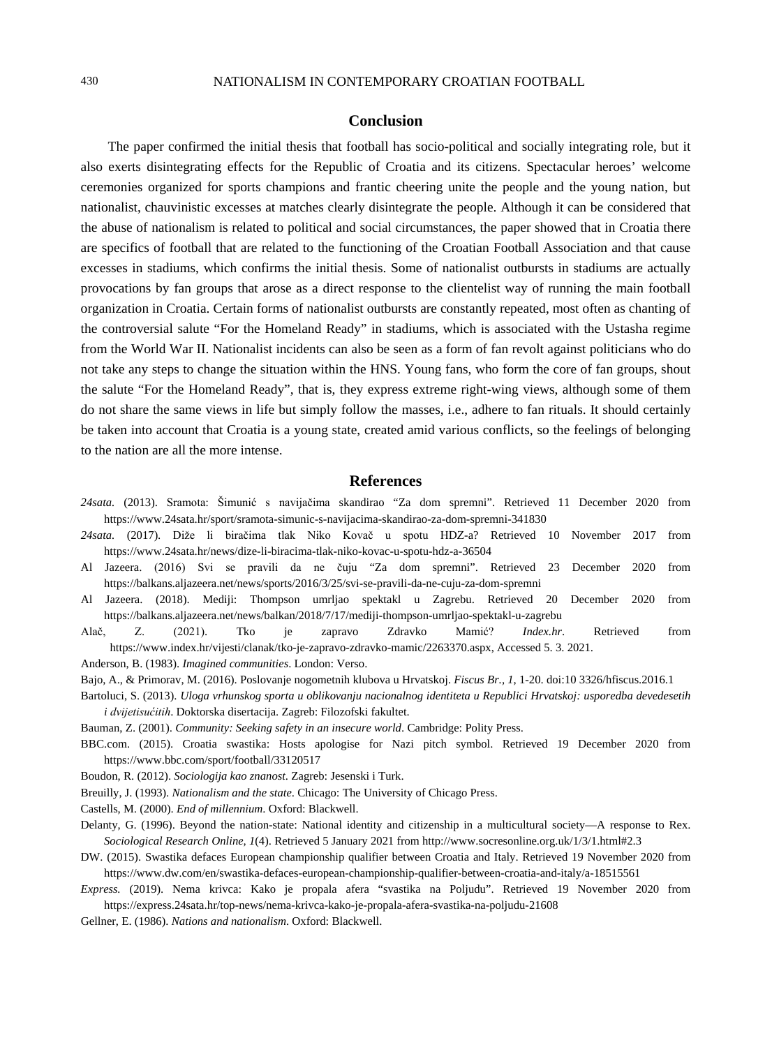## Conclusion

The paper confirmed the initial thesis that football has socio-political and socially integrating role, but it also exerts disintegrating effects for the Republic of Croatia and its citizens. Spectacular heroes' welcome ceremonies organized for sports champions and frantic cheering unite the people and the young nation, but nationalist, chauvinistic excesses at matches clearly disintegrate the people. Although it can be considered that the abuse of nationalism is related to political and social circumstances, the paper showed that in Croatia there are specifics of football that are related to the functioning of the Croatian Football Association and that cause excesses in stadiums, which confirms the initial thesis. Some of nationalist outbursts in stadiums are actually provocations by fan groups that arose as a direct response to the clientelist way of running the main football organization in Croatia. Certain forms of nationalist outbursts are constantly repeated, most often as chanting of the controversial salute "For the Homeland Ready" in stadiums, which is associated with the Ustasha regime from the World War II. Nationalist incidents can also be seen as a form of fan revolt against politicians who do not take any steps to change the situation within the HNS. Young fans, who form the core of fan groups, shout the salute "For the Homeland Ready", that is, they express extreme right-wing views, although some of them do not share the same views in life but simply follow the masses, i.e., adhere to fan rituals. It should certainly be taken into account that Croatia is a young state, created amid various conflicts, so the feelings of belonging to the nation are all the more intense.

## References

*24sata*. (2013). Sramota: Šimunić s navijačima skandirao "Za dom spremni". Retrieved 11 December 2020 from https://www.24sata.hr/sport/sramota-simunic-s-navijacima-skandirao-za-dom-spremni-341830

*24sata*. (2017). Diže li biračima tlak Niko Kovač u spotu HDZ-a? Retrieved 10 November 2017 from https://www.24sata.hr/news/dize-li-biracima-tlak-niko-kovac-u-spotu-hdz-a-36504

Al Jazeera. (2016) Svi se pravili da ne čuju "Za dom spremni". Retrieved 23 December 2020 from https://balkans.aljazeera.net/news/sports/2016/3/25/svi-se-pravili-da-ne-cuju-za-dom-spremni

Al Jazeera. (2018). Mediji: Thompson umrljao spektakl u Zagrebu. Retrieved 20 December 2020 from https://balkans.aljazeera.net/news/balkan/2018/7/17/mediji-thompson-umrljao-spektakl-u-zagrebu

Alač, Z. (2021). Tko je zapravo Zdravko Mamić? *Index.hr*. Retrieved from https://www.index.hr/vijesti/clanak/tko-je-zapravo-zdravko-mamic/2263370.aspx, Accessed 5. 3. 2021.

Anderson, B. (1983). *Imagined communities*. London: Verso.

Bajo, A., & Primorav, M. (2016). Poslovanje nogometnih klubova u Hrvatskoj. *Fiscus Br., 1*, 1-20. doi:10 3326/hfiscus.2016.1

Bartoluci, S. (2013). *Uloga vrhunskog sporta u oblikovanju nacionalnog identiteta u Republici Hrvatskoj: usporedba devedesetih i dvijetisućitih*. Doktorska disertacija. Zagreb: Filozofski fakultet.

Bauman, Z. (2001). *Community: Seeking safety in an insecure world*. Cambridge: Polity Press.

BBC.com. (2015). Croatia swastika: Hosts apologise for Nazi pitch symbol. Retrieved 19 December 2020 from https://www.bbc.com/sport/football/33120517

Boudon, R. (2012). *Sociologija kao znanost*. Zagreb: Jesenski i Turk.

Breuilly, J. (1993). *Nationalism and the state*. Chicago: The University of Chicago Press.

Castells, M. (2000). *End of millennium*. Oxford: Blackwell.

Delanty, G. (1996). Beyond the nation-state: National identity and citizenship in a multicultural society—A response to Rex. *Sociological Research Online, 1*(4). Retrieved 5 January 2021 from http://www.socresonline.org.uk/1/3/1.html#2.3

DW. (2015). Swastika defaces European championship qualifier between Croatia and Italy. Retrieved 19 November 2020 from https://www.dw.com/en/swastika-defaces-european-championship-qualifier-between-croatia-and-italy/a-18515561

*Express*. (2019). Nema krivca: Kako je propala afera "svastika na Poljudu". Retrieved 19 November 2020 from https://express.24sata.hr/top-news/nema-krivca-kako-je-propala-afera-svastika-na-poljudu-21608

Gellner, E. (1986). *Nations and nationalism*. Oxford: Blackwell.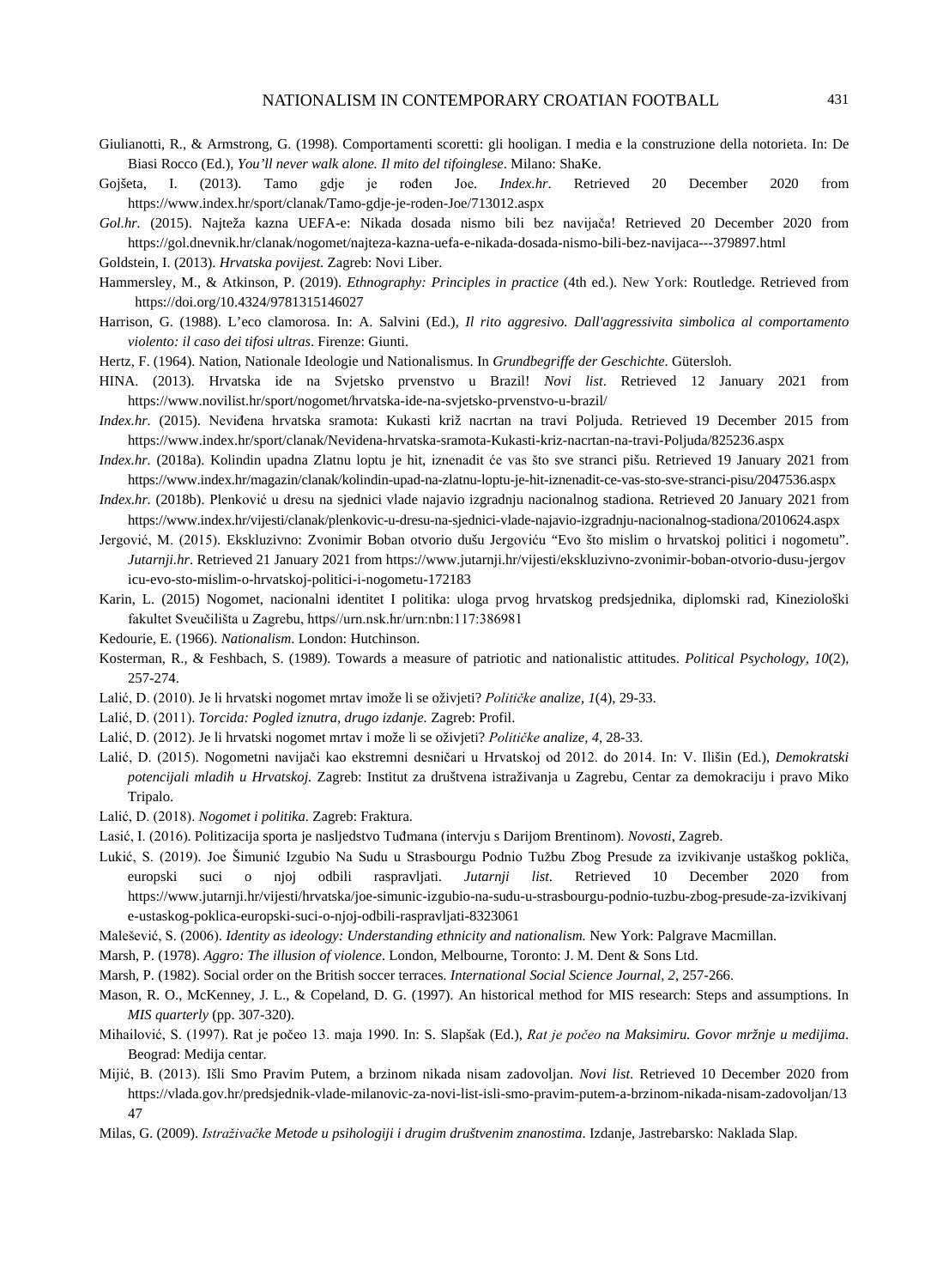Giulianotti, R., & Armstrong, G. (1998). Comportamenti scoretti: gli hooligan. I media e la construzione della notorieta. In: De Biasi Rocco (Ed.), *You'll never walk alone. Il mito del tifoinglese*. Milano: ShaKe.

Gojšeta, I. (2013). Tamo gdje je rođen Joe. *Index.hr*. Retrieved 20 December 2020 from https://www.index.hr/sport/clanak/Tamo-gdje-je-roden-Joe/713012.aspx

*Gol.hr.* (2015). Najteža kazna UEFA-e: Nikada dosada nismo bili bez navijača! Retrieved 20 December 2020 from https://gol.dnevnik.hr/clanak/nogomet/najteza-kazna-uefa-e-nikada-dosada-nismo-bili-bez-navijaca---379897.html

Goldstein, I. (2013). *Hrvatska povijest*. Zagreb: Novi Liber.

Hammersley, M., & Atkinson, P. (2019). *Ethnography: Principles in practice* (4th ed.). New York: Routledge. Retrieved from https://doi.org/10.4324/9781315146027

Harrison, G. (1988). L'eco clamorosa. In: A. Salvini (Ed.), *Il rito aggresivo. Dall'aggressivita simbolica al comportamento violento: il caso dei tifosi ultras*. Firenze: Giunti.

Hertz, F. (1964). Nation, Nationale Ideologie und Nationalismus. In *Grundbegriffe der Geschichte*. Gütersloh.

HINA. (2013). Hrvatska ide na Svjetsko prvenstvo u Brazil! *Novi list*. Retrieved 12 January 2021 from https://www.novilist.hr/sport/nogomet/hrvatska-ide-na-svjetsko-prvenstvo-u-brazil/

*Index.hr.* (2015). Neviđena hrvatska sramota: Kukasti križ nacrtan na travi Poljuda. Retrieved 19 December 2015 from https://www.index.hr/sport/clanak/Nevidena-hrvatska-sramota-Kukasti-kriz-nacrtan-na-travi-Poljuda/825236.aspx

*Index.hr.* (2018a). Kolindin upadna Zlatnu loptu je hit, iznenadit će vas što sve stranci pišu. Retrieved 19 January 2021 from https://www.index.hr/magazin/clanak/kolindin-upad-na-zlatnu-loptu-je-hit-iznenadit-ce-vas-sto-sve-stranci-pisu/2047536.aspx

*Index.hr.* (2018b). Plenković u dresu na sjednici vlade najavio izgradnju nacionalnog stadiona. Retrieved 20 January 2021 from https://www.index.hr/vijesti/clanak/plenkovic-u-dresu-na-sjednici-vlade-najavio-izgradnju-nacionalnog-stadiona/2010624.aspx

Jergović, M. (2015). Ekskluzivno: Zvonimir Boban otvorio dušu Jergoviću "Evo što mislim o hrvatskoj politici i nogometu". *Jutarnji.hr*. Retrieved 21 January 2021 from https://www.jutarnji.hr/vijesti/ekskluzivno-zvonimir-boban-otvorio-dusu-jergovicu-evo-sto-mislim-o-hrvatskoj-politici-i-nogometu-172183

Karin, L. (2015) Nogomet, nacionalni identitet I politika: uloga prvog hrvatskog predsjednika, diplomski rad, Kineziološki fakultet Sveučilišta u Zagrebu, https//urn.nsk.hr/urn:nbn:117:386981

Kedourie, E. (1966). *Nationalism*. London: Hutchinson.

Kosterman, R., & Feshbach, S. (1989). Towards a measure of patriotic and nationalistic attitudes. *Political Psychology, 10*(2), 257-274.

Lalić, D. (2010). Je li hrvatski nogomet mrtav imože li se oživjeti? *Političke analize, 1*(4), 29-33.

Lalić, D. (2011). *Torcida: Pogled iznutra, drugo izdanje.* Zagreb: Profil.

Lalić, D. (2012). Je li hrvatski nogomet mrtav i može li se oživjeti? *Političke analize, 4*, 28-33.

Lalić, D. (2015). Nogometni navijači kao ekstremni desničari u Hrvatskoj od 2012. do 2014. In: V. Ilišin (Ed.), *Demokratski potencijali mladih u Hrvatskoj.* Zagreb: Institut za društvena istraživanja u Zagrebu, Centar za demokraciju i pravo Miko Tripalo.

Lalić, D. (2018). *Nogomet i politika*. Zagreb: Fraktura.

Lasić, I. (2016). Politizacija sporta je nasljedstvo Tuđmana (intervju s Darijom Brentinom). *Novosti*, Zagreb.

Lukić, S. (2019). Joe Šimunić Izgubio Na Sudu u Strasbourgu Podnio Tužbu Zbog Presude za izvikivanje ustaškog pokliča, europski suci o njoj odbili raspravljati. *Jutarnji list*. Retrieved 10 December 2020 from https://www.jutarnji.hr/vijesti/hrvatska/joe-simunic-izgubio-na-sudu-u-strasbourgu-podnio-tuzbu-zbog-presude-za-izvikivanje-ustaskog-poklica-europski-suci-o-njoj-odbili-raspravljati-8323061

Malešević, S. (2006). *Identity as ideology: Understanding ethnicity and nationalism.* New York: Palgrave Macmillan.

Marsh, P. (1978). *Aggro: The illusion of violence*. London, Melbourne, Toronto: J. M. Dent & Sons Ltd.

Marsh, P. (1982). Social order on the British soccer terraces. *International Social Science Journal, 2*, 257-266.

Mason, R. O., McKenney, J. L., & Copeland, D. G. (1997). An historical method for MIS research: Steps and assumptions. In *MIS quarterly* (pp. 307-320).

Mihailović, S. (1997). Rat je počeo 13. maja 1990. In: S. Slapšak (Ed.), *Rat je počeo na Maksimiru. Govor mržnje u medijima*. Beograd: Medija centar.

Mijić, B. (2013). Išli Smo Pravim Putem, a brzinom nikada nisam zadovoljan. *Novi list*. Retrieved 10 December 2020 from https://vlada.gov.hr/predsjednik-vlade-milanovic-za-novi-list-isli-smo-pravim-putem-a-brzinom-nikada-nisam-zadovoljan/1347

Milas, G. (2009). *Istraživačke Metode u psihologiji i drugim društvenim znanostima*. Izdanje, Jastrebarsko: Naklada Slap.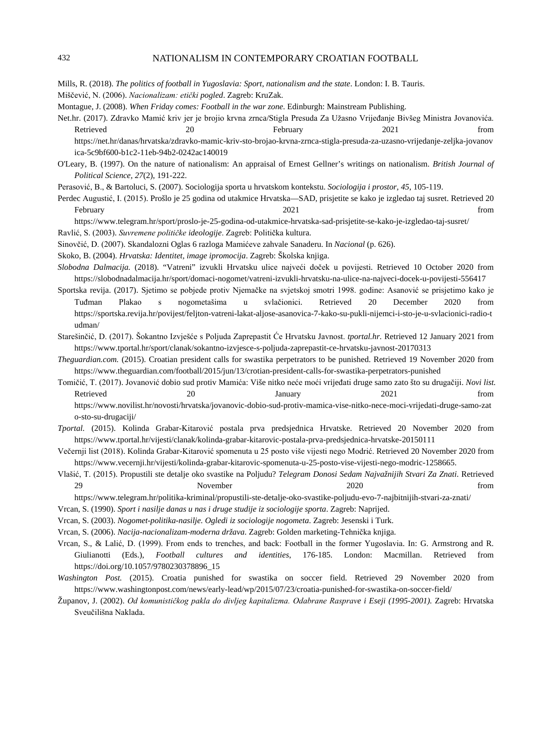Mills, R. (2018). *The politics of football in Yugoslavia: Sport, nationalism and the state*. London: I. B. Tauris.

Miščević, N. (2006). *Nacionalizam: etički pogled*. Zagreb: KruZak.

Montague, J. (2008). *When Friday comes: Football in the war zone*. Edinburgh: Mainstream Publishing.

Net.hr. (2017). Zdravko Mamić kriv jer je brojio krvna zrnca/Stigla Presuda Za Užasno Vrijeđanje Bivšeg Ministra Jovanovića. Retrieved 20 February 2021 from https://net.hr/danas/hrvatska/zdravko-mamic-kriv-sto-brojao-krvna-zrnca-stigla-presuda-za-uzasno-vrijedanje-zeljka-jovanovica-5c9bf600-b1c2-11eb-94b2-0242ac140019

O'Leary, B. (1997). On the nature of nationalism: An appraisal of Ernest Gellner's writings on nationalism. *British Journal of Political Science, 27*(2), 191-222.

Perasović, B., & Bartoluci, S. (2007). Sociologija sporta u hrvatskom kontekstu. *Sociologija i prostor, 45*, 105-119.

Perdec Augustić, I. (2015). Prošlo je 25 godina od utakmice Hrvatska—SAD, prisjetite se kako je izgledao taj susret. Retrieved 20 February 2021 from https://www.telegram.hr/sport/proslo-je-25-godina-od-utakmice-hrvatska-sad-prisjetite-se-kako-je-izgledao-taj-susret/

Ravlić, S. (2003). *Suvremene političke ideologije*. Zagreb: Politička kultura.

Sinovčić, D. (2007). Skandalozni Oglas 6 razloga Mamićeve zahvale Sanaderu. In *Nacional* (p. 626).

Skoko, B. (2004). *Hrvatska: Identitet, image ipromocija*. Zagreb: Školska knjiga.

*Slobodna Dalmacija.* (2018). "Vatreni" izvukli Hrvatsku ulice najveći doček u povijesti. Retrieved 10 October 2020 from https://slobodnadalmacija.hr/sport/domaci-nogomet/vatreni-izvukli-hrvatsku-na-ulice-na-najveci-docek-u-povijesti-556417

Sportska revija. (2017). Sjetimo se pobjede protiv Njemačke na svjetskoj smotri 1998. godine: Asanović se prisjetimo kako je Tuđman Plakao s nogometašima u svlačionici. Retrieved 20 December 2020 from https://sportska.revija.hr/povijest/feljton-vatreni-lakat-aljose-asanovica-7-kako-su-pukli-nijemci-i-sto-je-u-svlacionici-radio-tudman/

Starešinčić, D. (2017). Šokantno Izvješće s Poljuda Zaprepastit Će Hrvatsku Javnost. *tportal.hr*. Retrieved 12 January 2021 from https://www.tportal.hr/sport/clanak/sokantno-izvjesce-s-poljuda-zaprepastit-ce-hrvatsku-javnost-20170313

*Theguardian.com.* (2015). Croatian president calls for swastika perpetrators to be punished. Retrieved 19 November 2020 from https://www.theguardian.com/football/2015/jun/13/crotian-president-calls-for-swastika-perpetrators-punished

Tomičić, T. (2017). Jovanović dobio sud protiv Mamića: Više nitko neće moći vrijeđati druge samo zato što su drugačiji. *Novi list.* Retrieved 20 January 2021 from https://www.novilist.hr/novosti/hrvatska/jovanovic-dobio-sud-protiv-mamica-vise-nitko-nece-moci-vrijedati-druge-samo-zato-sto-su-drugaciji/

*Tportal.* (2015). Kolinda Grabar-Kitarović postala prva predsjednica Hrvatske. Retrieved 20 November 2020 from https://www.tportal.hr/vijesti/clanak/kolinda-grabar-kitarovic-postala-prva-predsjednica-hrvatske-20150111

Večernji list (2018). Kolinda Grabar-Kitarović spomenuta u 25 posto više vijesti nego Modrić. Retrieved 20 November 2020 from https://www.vecernji.hr/vijesti/kolinda-grabar-kitarovic-spomenuta-u-25-posto-vise-vijesti-nego-modric-1258665.

Vlašić, T. (2015). Propustili ste detalje oko svastike na Poljudu? *Telegram Donosi Sedam Najvažnijih Stvari Za Znati*. Retrieved 29 November 2020 from https://www.telegram.hr/politika-kriminal/propustili-ste-detalje-oko-svastike-poljudu-evo-7-najbitnijih-stvari-za-znati/

Vrcan, S. (1990). *Sport i nasilje danas u nas i druge studije iz sociologije sporta*. Zagreb: Naprijed.

Vrcan, S. (2003). *Nogomet-politika-nasilje. Ogledi iz sociologije nogometa*. Zagreb: Jesenski i Turk.

Vrcan, S. (2006). *Nacija-nacionalizam-moderna država*. Zagreb: Golden marketing-Tehnička knjiga.

Vrcan, S., & Lalić, D. (1999). From ends to trenches, and back: Football in the former Yugoslavia. In: G. Armstrong and R. Giulianotti (Eds.), *Football cultures and identities*, 176-185. London: Macmillan. Retrieved from https://doi.org/10.1057/9780230378896_15

*Washington Post.* (2015). Croatia punished for swastika on soccer field. Retrieved 29 November 2020 from https://www.washingtonpost.com/news/early-lead/wp/2015/07/23/croatia-punished-for-swastika-on-soccer-field/

Županov, J. (2002). *Od komunističkog pakla do divljeg kapitalizma. Odabrane Rasprave i Eseji (1995-2001).* Zagreb: Hrvatska Sveučilišna Naklada.